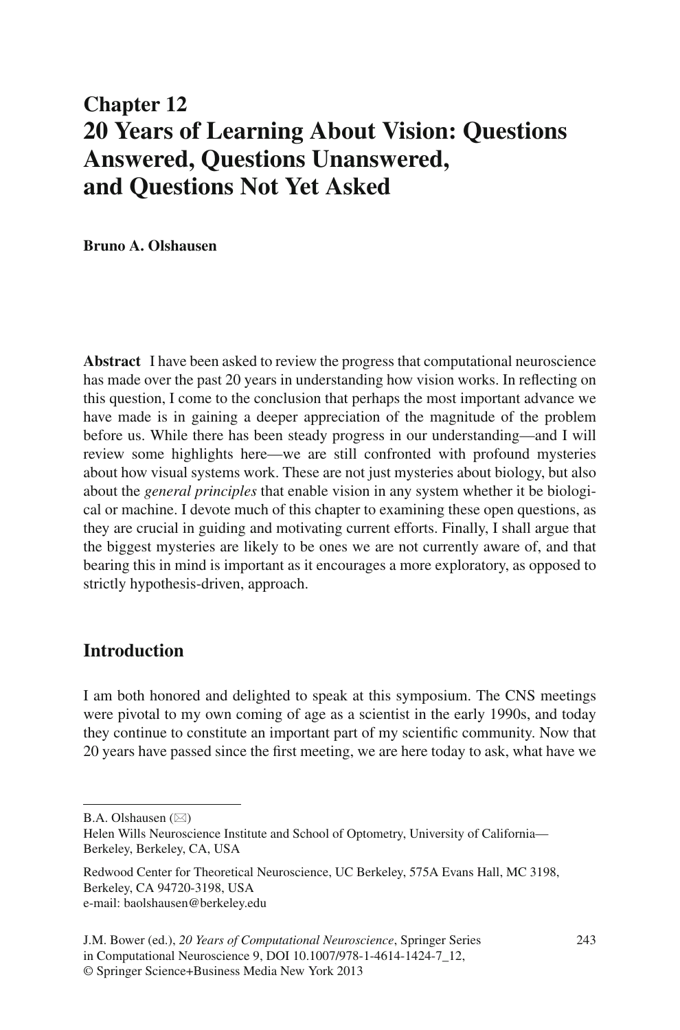# Chapter 12
# 20 Years of Learning About Vision: Questions Answered, Questions Unanswered, and Questions Not Yet Asked

**Bruno A. Olshausen**

**Abstract** I have been asked to review the progress that computational neuroscience has made over the past 20 years in understanding how vision works. In reflecting on this question, I come to the conclusion that perhaps the most important advance we have made is in gaining a deeper appreciation of the magnitude of the problem before us. While there has been steady progress in our understanding—and I will review some highlights here—we are still confronted with profound mysteries about how visual systems work. These are not just mysteries about biology, but also about the *general principles* that enable vision in any system whether it be biological or machine. I devote much of this chapter to examining these open questions, as they are crucial in guiding and motivating current efforts. Finally, I shall argue that the biggest mysteries are likely to be ones we are not currently aware of, and that bearing this in mind is important as it encourages a more exploratory, as opposed to strictly hypothesis-driven, approach.

## Introduction

I am both honored and delighted to speak at this symposium. The CNS meetings were pivotal to my own coming of age as a scientist in the early 1990s, and today they continue to constitute an important part of my scientific community. Now that 20 years have passed since the first meeting, we are here today to ask, what have we

---

B.A. Olshausen (✉)
Helen Wills Neuroscience Institute and School of Optometry, University of California—Berkeley, Berkeley, CA, USA

Redwood Center for Theoretical Neuroscience, UC Berkeley, 575A Evans Hall, MC 3198, Berkeley, CA 94720-3198, USA
e-mail: baolshausen@berkeley.edu

J.M. Bower (ed.), *20 Years of Computational Neuroscience*, Springer Series in Computational Neuroscience 9, DOI 10.1007/978-1-4614-1424-7_12,
© Springer Science+Business Media New York 2013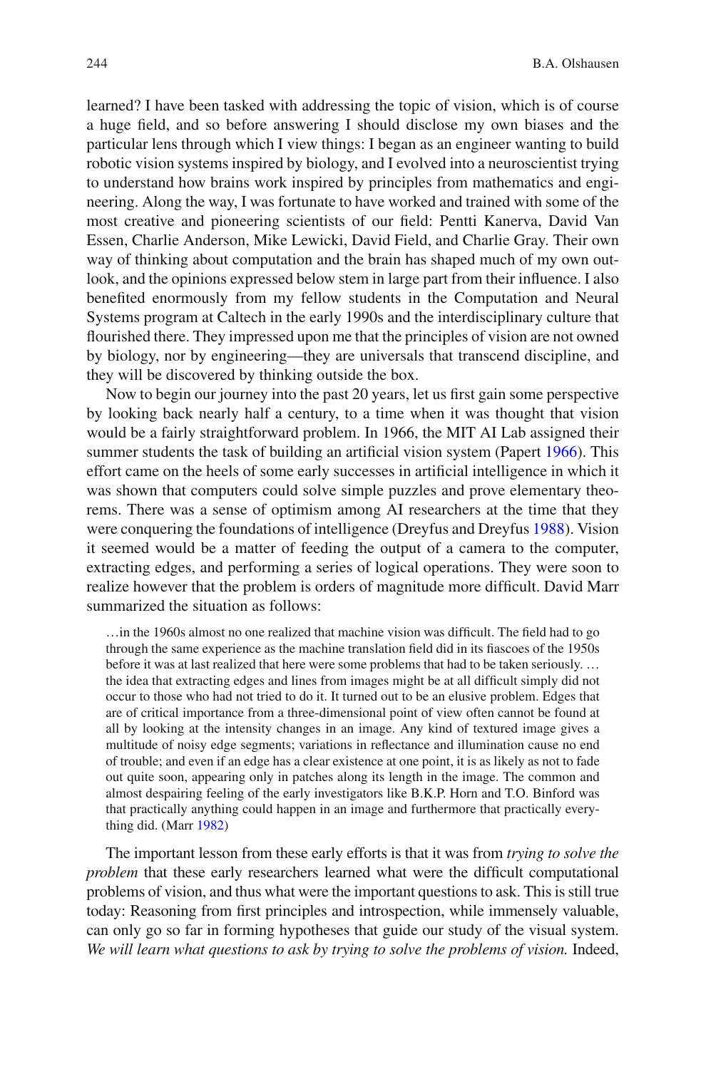learned? I have been tasked with addressing the topic of vision, which is of course a huge field, and so before answering I should disclose my own biases and the particular lens through which I view things: I began as an engineer wanting to build robotic vision systems inspired by biology, and I evolved into a neuroscientist trying to understand how brains work inspired by principles from mathematics and engineering. Along the way, I was fortunate to have worked and trained with some of the most creative and pioneering scientists of our field: Pentti Kanerva, David Van Essen, Charlie Anderson, Mike Lewicki, David Field, and Charlie Gray. Their own way of thinking about computation and the brain has shaped much of my own outlook, and the opinions expressed below stem in large part from their influence. I also benefited enormously from my fellow students in the Computation and Neural Systems program at Caltech in the early 1990s and the interdisciplinary culture that flourished there. They impressed upon me that the principles of vision are not owned by biology, nor by engineering—they are universals that transcend discipline, and they will be discovered by thinking outside the box.

Now to begin our journey into the past 20 years, let us first gain some perspective by looking back nearly half a century, to a time when it was thought that vision would be a fairly straightforward problem. In 1966, the MIT AI Lab assigned their summer students the task of building an artificial vision system (Papert 1966). This effort came on the heels of some early successes in artificial intelligence in which it was shown that computers could solve simple puzzles and prove elementary theorems. There was a sense of optimism among AI researchers at the time that they were conquering the foundations of intelligence (Dreyfus and Dreyfus 1988). Vision it seemed would be a matter of feeding the output of a camera to the computer, extracting edges, and performing a series of logical operations. They were soon to realize however that the problem is orders of magnitude more difficult. David Marr summarized the situation as follows:

> …in the 1960s almost no one realized that machine vision was difficult. The field had to go through the same experience as the machine translation field did in its fiascoes of the 1950s before it was at last realized that here were some problems that had to be taken seriously. … the idea that extracting edges and lines from images might be at all difficult simply did not occur to those who had not tried to do it. It turned out to be an elusive problem. Edges that are of critical importance from a three-dimensional point of view often cannot be found at all by looking at the intensity changes in an image. Any kind of textured image gives a multitude of noisy edge segments; variations in reflectance and illumination cause no end of trouble; and even if an edge has a clear existence at one point, it is as likely as not to fade out quite soon, appearing only in patches along its length in the image. The common and almost despairing feeling of the early investigators like B.K.P. Horn and T.O. Binford was that practically anything could happen in an image and furthermore that practically everything did. (Marr 1982)

The important lesson from these early efforts is that it was from *trying to solve the problem* that these early researchers learned what were the difficult computational problems of vision, and thus what were the important questions to ask. This is still true today: Reasoning from first principles and introspection, while immensely valuable, can only go so far in forming hypotheses that guide our study of the visual system. *We will learn what questions to ask by trying to solve the problems of vision.* Indeed,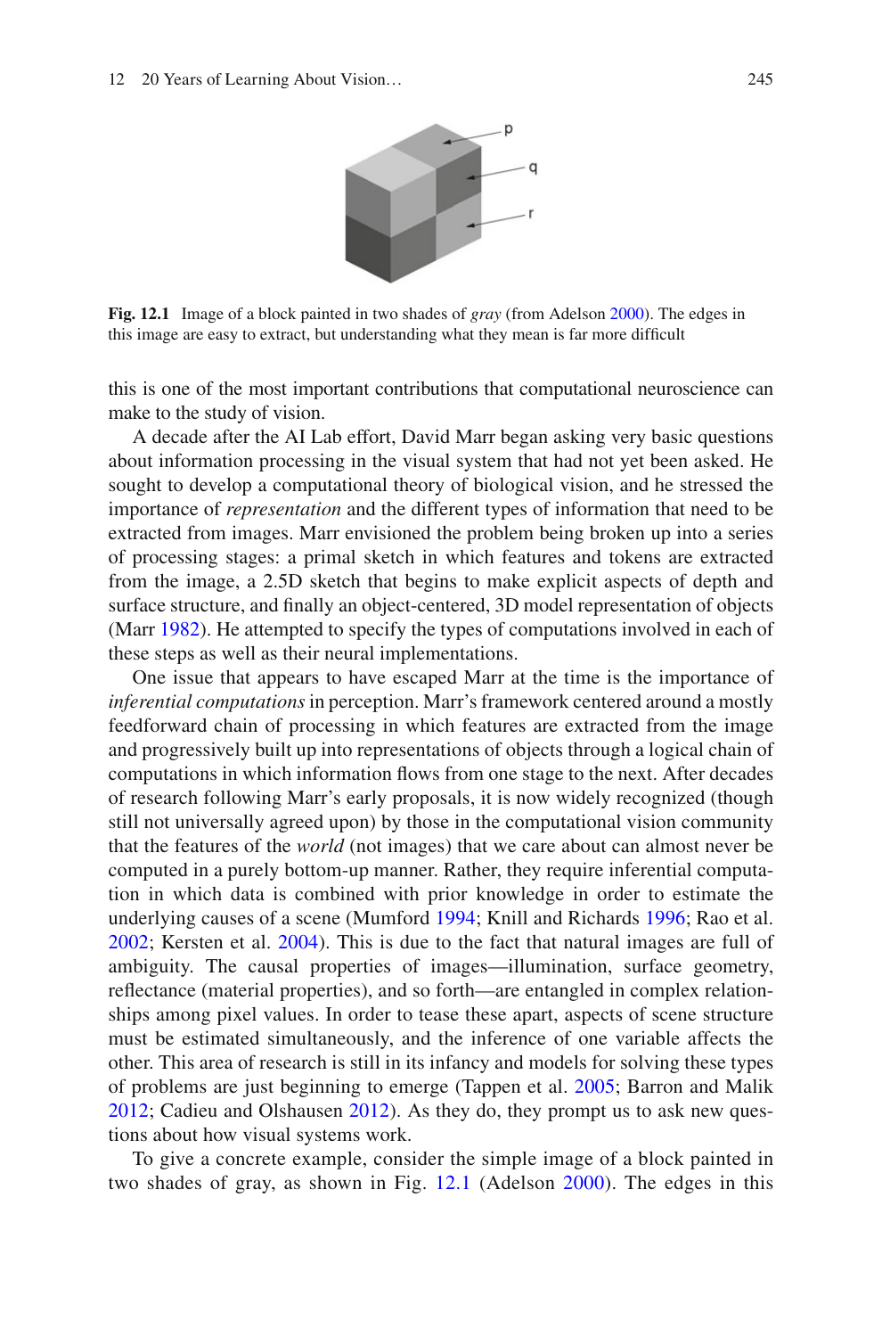p

q

r

**Fig. 12.1** Image of a block painted in two shades of *gray* (from Adelson 2000). The edges in this image are easy to extract, but understanding what they mean is far more difficult

this is one of the most important contributions that computational neuroscience can make to the study of vision.

A decade after the AI Lab effort, David Marr began asking very basic questions about information processing in the visual system that had not yet been asked. He sought to develop a computational theory of biological vision, and he stressed the importance of *representation* and the different types of information that need to be extracted from images. Marr envisioned the problem being broken up into a series of processing stages: a primal sketch in which features and tokens are extracted from the image, a 2.5D sketch that begins to make explicit aspects of depth and surface structure, and finally an object-centered, 3D model representation of objects (Marr 1982). He attempted to specify the types of computations involved in each of these steps as well as their neural implementations.

One issue that appears to have escaped Marr at the time is the importance of *inferential computations* in perception. Marr's framework centered around a mostly feedforward chain of processing in which features are extracted from the image and progressively built up into representations of objects through a logical chain of computations in which information flows from one stage to the next. After decades of research following Marr's early proposals, it is now widely recognized (though still not universally agreed upon) by those in the computational vision community that the features of the *world* (not images) that we care about can almost never be computed in a purely bottom-up manner. Rather, they require inferential computation in which data is combined with prior knowledge in order to estimate the underlying causes of a scene (Mumford 1994; Knill and Richards 1996; Rao et al. 2002; Kersten et al. 2004). This is due to the fact that natural images are full of ambiguity. The causal properties of images—illumination, surface geometry, reflectance (material properties), and so forth—are entangled in complex relationships among pixel values. In order to tease these apart, aspects of scene structure must be estimated simultaneously, and the inference of one variable affects the other. This area of research is still in its infancy and models for solving these types of problems are just beginning to emerge (Tappen et al. 2005; Barron and Malik 2012; Cadieu and Olshausen 2012). As they do, they prompt us to ask new questions about how visual systems work.

To give a concrete example, consider the simple image of a block painted in two shades of gray, as shown in Fig. 12.1 (Adelson 2000). The edges in this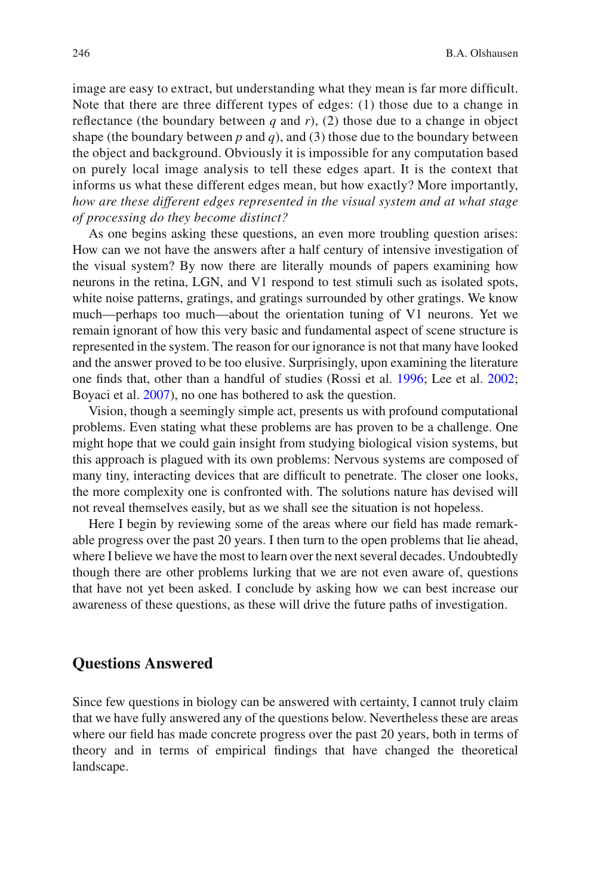image are easy to extract, but understanding what they mean is far more difficult. Note that there are three different types of edges: (1) those due to a change in reflectance (the boundary between $q$ and $r$), (2) those due to a change in object shape (the boundary between $p$ and $q$), and (3) those due to the boundary between the object and background. Obviously it is impossible for any computation based on purely local image analysis to tell these edges apart. It is the context that informs us what these different edges mean, but how exactly? More importantly, *how are these different edges represented in the visual system and at what stage of processing do they become distinct?*

As one begins asking these questions, an even more troubling question arises: How can we not have the answers after a half century of intensive investigation of the visual system? By now there are literally mounds of papers examining how neurons in the retina, LGN, and V1 respond to test stimuli such as isolated spots, white noise patterns, gratings, and gratings surrounded by other gratings. We know much—perhaps too much—about the orientation tuning of V1 neurons. Yet we remain ignorant of how this very basic and fundamental aspect of scene structure is represented in the system. The reason for our ignorance is not that many have looked and the answer proved to be too elusive. Surprisingly, upon examining the literature one finds that, other than a handful of studies (Rossi et al. 1996; Lee et al. 2002; Boyaci et al. 2007), no one has bothered to ask the question.

Vision, though a seemingly simple act, presents us with profound computational problems. Even stating what these problems are has proven to be a challenge. One might hope that we could gain insight from studying biological vision systems, but this approach is plagued with its own problems: Nervous systems are composed of many tiny, interacting devices that are difficult to penetrate. The closer one looks, the more complexity one is confronted with. The solutions nature has devised will not reveal themselves easily, but as we shall see the situation is not hopeless.

Here I begin by reviewing some of the areas where our field has made remarkable progress over the past 20 years. I then turn to the open problems that lie ahead, where I believe we have the most to learn over the next several decades. Undoubtedly though there are other problems lurking that we are not even aware of, questions that have not yet been asked. I conclude by asking how we can best increase our awareness of these questions, as these will drive the future paths of investigation.

## Questions Answered

Since few questions in biology can be answered with certainty, I cannot truly claim that we have fully answered any of the questions below. Nevertheless these are areas where our field has made concrete progress over the past 20 years, both in terms of theory and in terms of empirical findings that have changed the theoretical landscape.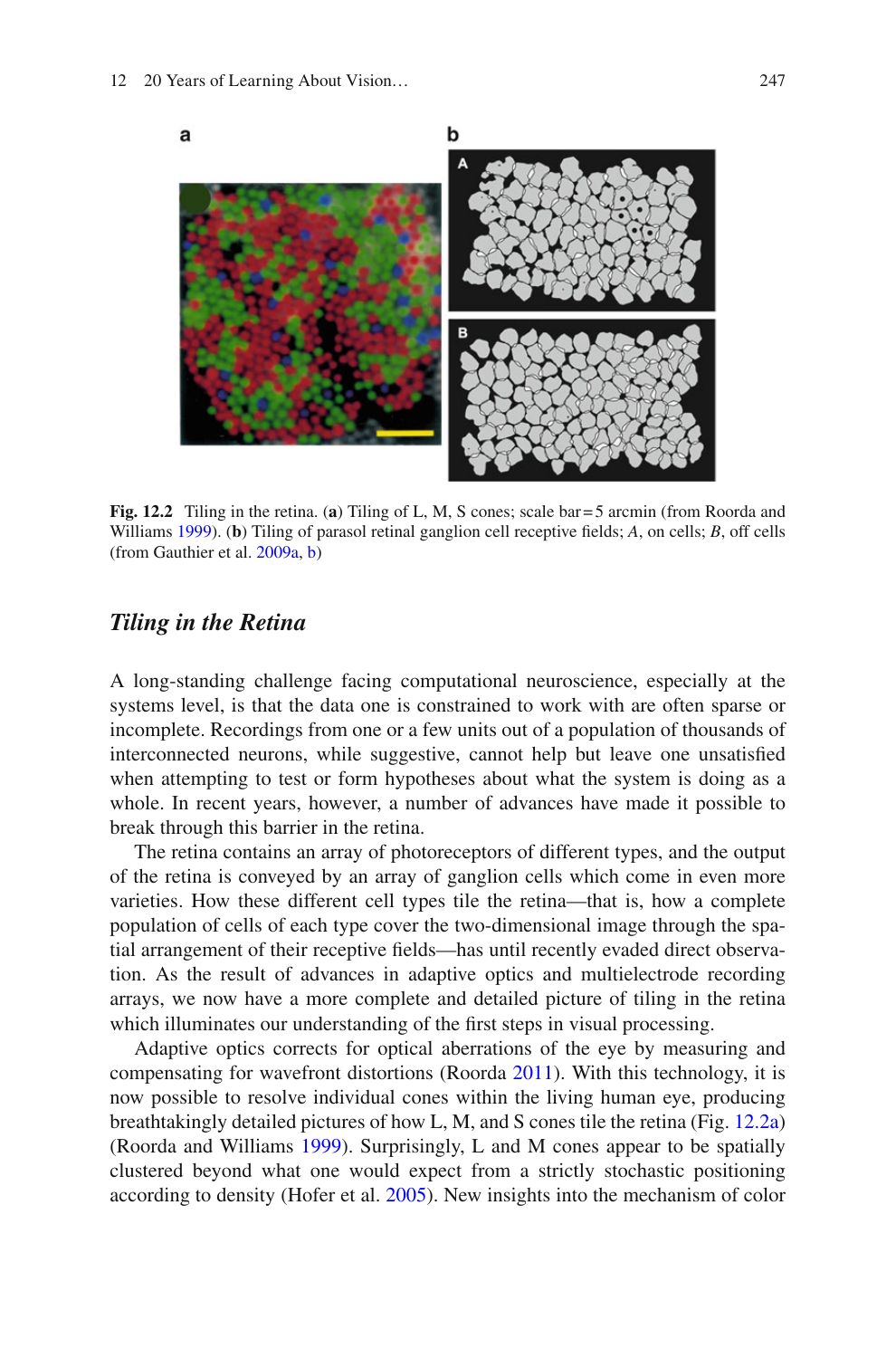a

b

A

B

**Fig. 12.2** Tiling in the retina. (**a**) Tiling of L, M, S cones; scale bar = 5 arcmin (from Roorda and Williams 1999). (**b**) Tiling of parasol retinal ganglion cell receptive fields; *A*, on cells; *B*, off cells (from Gauthier et al. 2009a, b)

### *Tiling in the Retina*

A long-standing challenge facing computational neuroscience, especially at the systems level, is that the data one is constrained to work with are often sparse or incomplete. Recordings from one or a few units out of a population of thousands of interconnected neurons, while suggestive, cannot help but leave one unsatisfied when attempting to test or form hypotheses about what the system is doing as a whole. In recent years, however, a number of advances have made it possible to break through this barrier in the retina.

The retina contains an array of photoreceptors of different types, and the output of the retina is conveyed by an array of ganglion cells which come in even more varieties. How these different cell types tile the retina—that is, how a complete population of cells of each type cover the two-dimensional image through the spatial arrangement of their receptive fields—has until recently evaded direct observation. As the result of advances in adaptive optics and multielectrode recording arrays, we now have a more complete and detailed picture of tiling in the retina which illuminates our understanding of the first steps in visual processing.

Adaptive optics corrects for optical aberrations of the eye by measuring and compensating for wavefront distortions (Roorda 2011). With this technology, it is now possible to resolve individual cones within the living human eye, producing breathtakingly detailed pictures of how L, M, and S cones tile the retina (Fig. 12.2a) (Roorda and Williams 1999). Surprisingly, L and M cones appear to be spatially clustered beyond what one would expect from a strictly stochastic positioning according to density (Hofer et al. 2005). New insights into the mechanism of color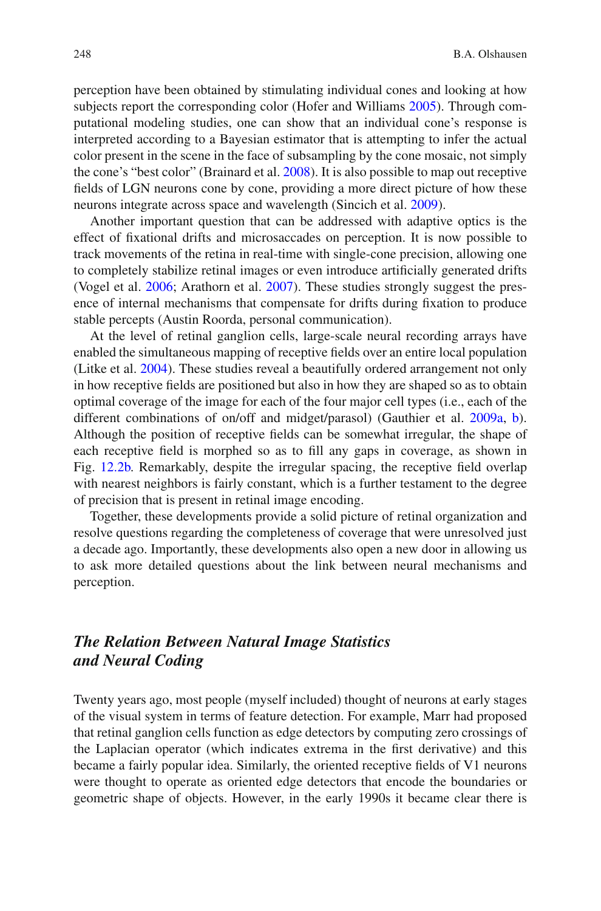perception have been obtained by stimulating individual cones and looking at how subjects report the corresponding color (Hofer and Williams 2005). Through computational modeling studies, one can show that an individual cone's response is interpreted according to a Bayesian estimator that is attempting to infer the actual color present in the scene in the face of subsampling by the cone mosaic, not simply the cone's "best color" (Brainard et al. 2008). It is also possible to map out receptive fields of LGN neurons cone by cone, providing a more direct picture of how these neurons integrate across space and wavelength (Sincich et al. 2009).

Another important question that can be addressed with adaptive optics is the effect of fixational drifts and microsaccades on perception. It is now possible to track movements of the retina in real-time with single-cone precision, allowing one to completely stabilize retinal images or even introduce artificially generated drifts (Vogel et al. 2006; Arathorn et al. 2007). These studies strongly suggest the presence of internal mechanisms that compensate for drifts during fixation to produce stable percepts (Austin Roorda, personal communication).

At the level of retinal ganglion cells, large-scale neural recording arrays have enabled the simultaneous mapping of receptive fields over an entire local population (Litke et al. 2004). These studies reveal a beautifully ordered arrangement not only in how receptive fields are positioned but also in how they are shaped so as to obtain optimal coverage of the image for each of the four major cell types (i.e., each of the different combinations of on/off and midget/parasol) (Gauthier et al. 2009a, b). Although the position of receptive fields can be somewhat irregular, the shape of each receptive field is morphed so as to fill any gaps in coverage, as shown in Fig. 12.2b. Remarkably, despite the irregular spacing, the receptive field overlap with nearest neighbors is fairly constant, which is a further testament to the degree of precision that is present in retinal image encoding.

Together, these developments provide a solid picture of retinal organization and resolve questions regarding the completeness of coverage that were unresolved just a decade ago. Importantly, these developments also open a new door in allowing us to ask more detailed questions about the link between neural mechanisms and perception.

## *The Relation Between Natural Image Statistics and Neural Coding*

Twenty years ago, most people (myself included) thought of neurons at early stages of the visual system in terms of feature detection. For example, Marr had proposed that retinal ganglion cells function as edge detectors by computing zero crossings of the Laplacian operator (which indicates extrema in the first derivative) and this became a fairly popular idea. Similarly, the oriented receptive fields of V1 neurons were thought to operate as oriented edge detectors that encode the boundaries or geometric shape of objects. However, in the early 1990s it became clear there is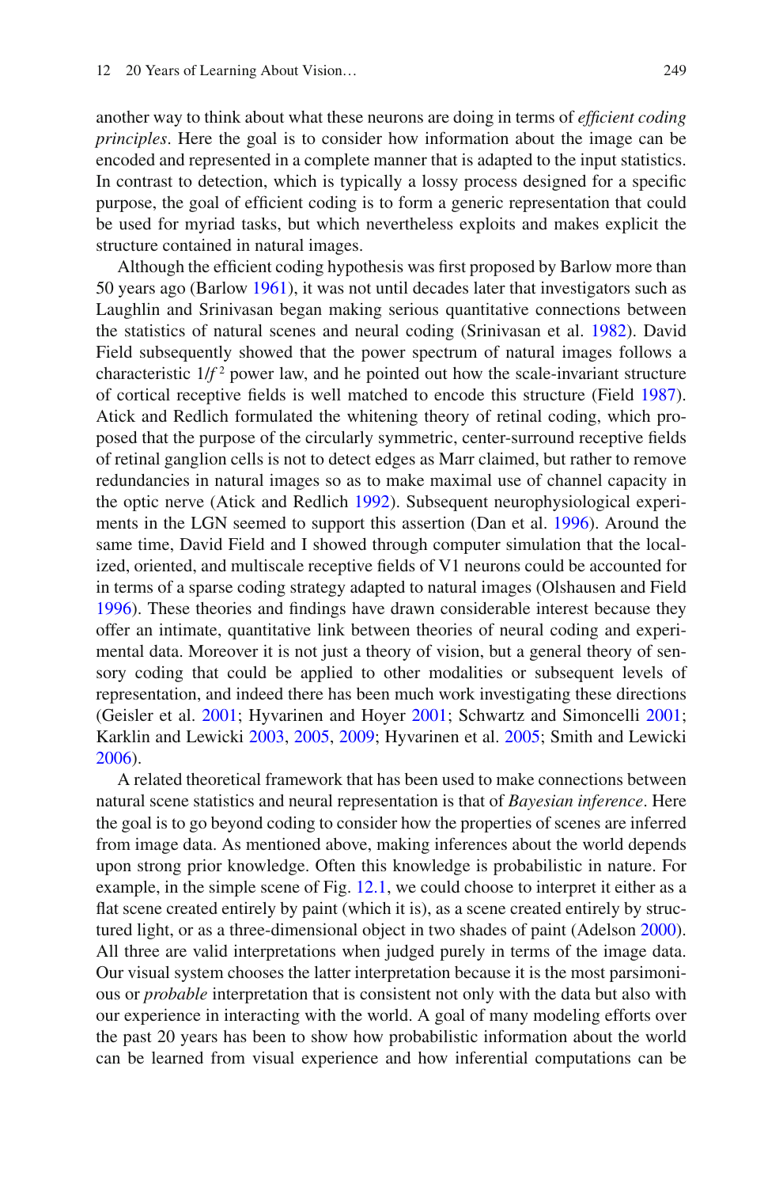another way to think about what these neurons are doing in terms of *efficient coding principles*. Here the goal is to consider how information about the image can be encoded and represented in a complete manner that is adapted to the input statistics. In contrast to detection, which is typically a lossy process designed for a specific purpose, the goal of efficient coding is to form a generic representation that could be used for myriad tasks, but which nevertheless exploits and makes explicit the structure contained in natural images.

Although the efficient coding hypothesis was first proposed by Barlow more than 50 years ago (Barlow 1961), it was not until decades later that investigators such as Laughlin and Srinivasan began making serious quantitative connections between the statistics of natural scenes and neural coding (Srinivasan et al. 1982). David Field subsequently showed that the power spectrum of natural images follows a characteristic $1/f^2$ power law, and he pointed out how the scale-invariant structure of cortical receptive fields is well matched to encode this structure (Field 1987). Atick and Redlich formulated the whitening theory of retinal coding, which proposed that the purpose of the circularly symmetric, center-surround receptive fields of retinal ganglion cells is not to detect edges as Marr claimed, but rather to remove redundancies in natural images so as to make maximal use of channel capacity in the optic nerve (Atick and Redlich 1992). Subsequent neurophysiological experiments in the LGN seemed to support this assertion (Dan et al. 1996). Around the same time, David Field and I showed through computer simulation that the localized, oriented, and multiscale receptive fields of V1 neurons could be accounted for in terms of a sparse coding strategy adapted to natural images (Olshausen and Field 1996). These theories and findings have drawn considerable interest because they offer an intimate, quantitative link between theories of neural coding and experimental data. Moreover it is not just a theory of vision, but a general theory of sensory coding that could be applied to other modalities or subsequent levels of representation, and indeed there has been much work investigating these directions (Geisler et al. 2001; Hyvarinen and Hoyer 2001; Schwartz and Simoncelli 2001; Karklin and Lewicki 2003, 2005, 2009; Hyvarinen et al. 2005; Smith and Lewicki 2006).

A related theoretical framework that has been used to make connections between natural scene statistics and neural representation is that of *Bayesian inference*. Here the goal is to go beyond coding to consider how the properties of scenes are inferred from image data. As mentioned above, making inferences about the world depends upon strong prior knowledge. Often this knowledge is probabilistic in nature. For example, in the simple scene of Fig. 12.1, we could choose to interpret it either as a flat scene created entirely by paint (which it is), as a scene created entirely by structured light, or as a three-dimensional object in two shades of paint (Adelson 2000). All three are valid interpretations when judged purely in terms of the image data. Our visual system chooses the latter interpretation because it is the most parsimonious or *probable* interpretation that is consistent not only with the data but also with our experience in interacting with the world. A goal of many modeling efforts over the past 20 years has been to show how probabilistic information about the world can be learned from visual experience and how inferential computations can be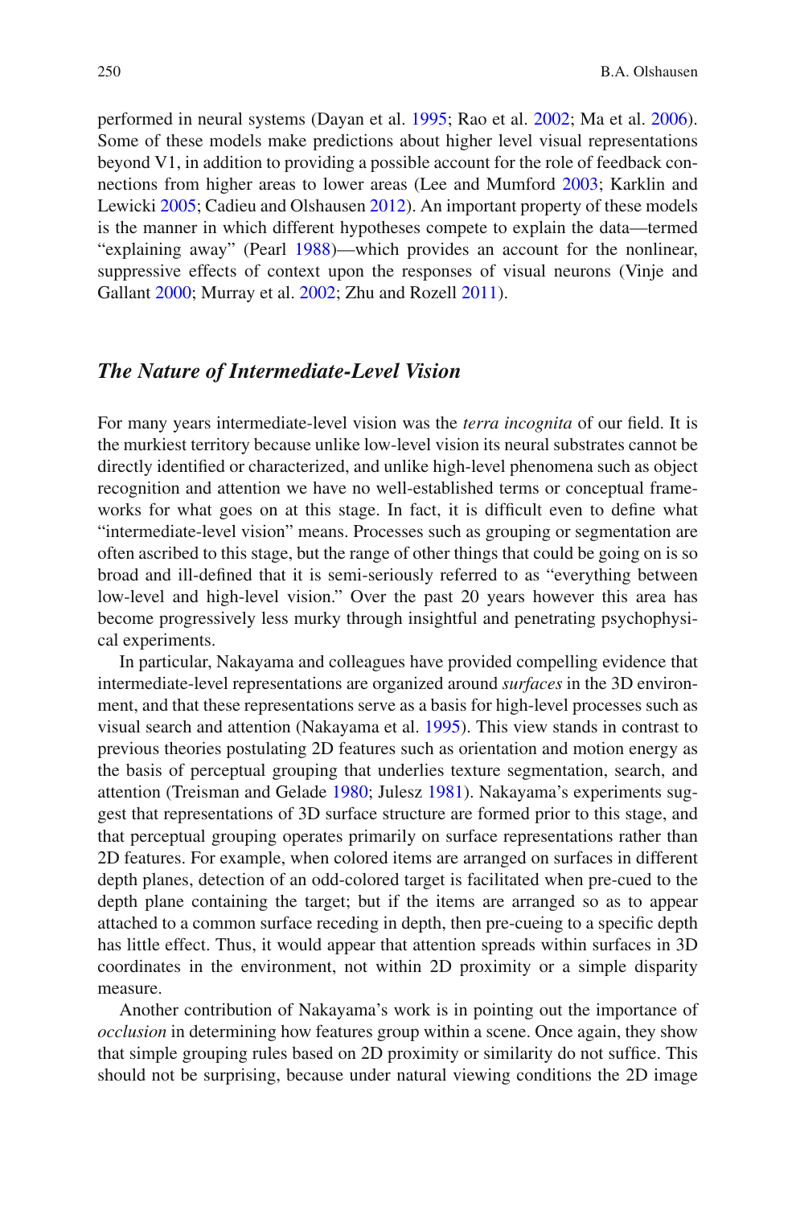performed in neural systems (Dayan et al. 1995; Rao et al. 2002; Ma et al. 2006). Some of these models make predictions about higher level visual representations beyond V1, in addition to providing a possible account for the role of feedback connections from higher areas to lower areas (Lee and Mumford 2003; Karklin and Lewicki 2005; Cadieu and Olshausen 2012). An important property of these models is the manner in which different hypotheses compete to explain the data—termed "explaining away" (Pearl 1988)—which provides an account for the nonlinear, suppressive effects of context upon the responses of visual neurons (Vinje and Gallant 2000; Murray et al. 2002; Zhu and Rozell 2011).

### *The Nature of Intermediate-Level Vision*

For many years intermediate-level vision was the *terra incognita* of our field. It is the murkiest territory because unlike low-level vision its neural substrates cannot be directly identified or characterized, and unlike high-level phenomena such as object recognition and attention we have no well-established terms or conceptual frameworks for what goes on at this stage. In fact, it is difficult even to define what "intermediate-level vision" means. Processes such as grouping or segmentation are often ascribed to this stage, but the range of other things that could be going on is so broad and ill-defined that it is semi-seriously referred to as "everything between low-level and high-level vision." Over the past 20 years however this area has become progressively less murky through insightful and penetrating psychophysical experiments.

In particular, Nakayama and colleagues have provided compelling evidence that intermediate-level representations are organized around *surfaces* in the 3D environment, and that these representations serve as a basis for high-level processes such as visual search and attention (Nakayama et al. 1995). This view stands in contrast to previous theories postulating 2D features such as orientation and motion energy as the basis of perceptual grouping that underlies texture segmentation, search, and attention (Treisman and Gelade 1980; Julesz 1981). Nakayama's experiments suggest that representations of 3D surface structure are formed prior to this stage, and that perceptual grouping operates primarily on surface representations rather than 2D features. For example, when colored items are arranged on surfaces in different depth planes, detection of an odd-colored target is facilitated when pre-cued to the depth plane containing the target; but if the items are arranged so as to appear attached to a common surface receding in depth, then pre-cueing to a specific depth has little effect. Thus, it would appear that attention spreads within surfaces in 3D coordinates in the environment, not within 2D proximity or a simple disparity measure.

Another contribution of Nakayama's work is in pointing out the importance of *occlusion* in determining how features group within a scene. Once again, they show that simple grouping rules based on 2D proximity or similarity do not suffice. This should not be surprising, because under natural viewing conditions the 2D image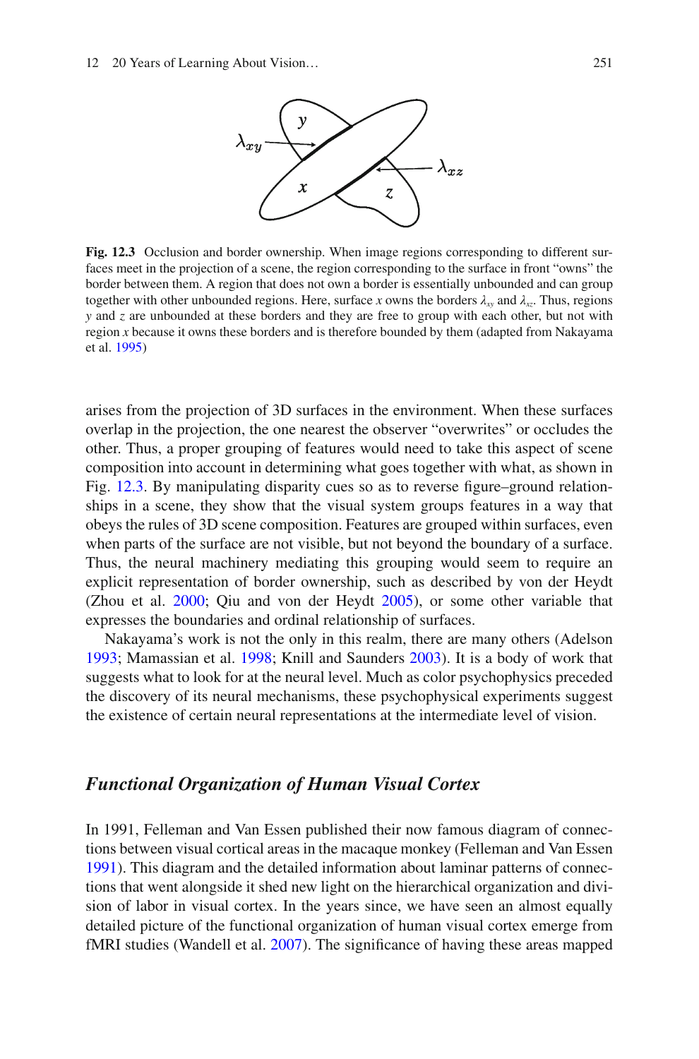$\lambda_{xy}$

$\lambda_{xz}$

$y$

$x$

$z$

**Fig. 12.3** Occlusion and border ownership. When image regions corresponding to different surfaces meet in the projection of a scene, the region corresponding to the surface in front "owns" the border between them. A region that does not own a border is essentially unbounded and can group together with other unbounded regions. Here, surface $x$ owns the borders $\lambda_{xy}$ and $\lambda_{xz}$. Thus, regions $y$ and $z$ are unbounded at these borders and they are free to group with each other, but not with region $x$ because it owns these borders and is therefore bounded by them (adapted from Nakayama et al. 1995)

arises from the projection of 3D surfaces in the environment. When these surfaces overlap in the projection, the one nearest the observer "overwrites" or occludes the other. Thus, a proper grouping of features would need to take this aspect of scene composition into account in determining what goes together with what, as shown in Fig. 12.3. By manipulating disparity cues so as to reverse figure–ground relationships in a scene, they show that the visual system groups features in a way that obeys the rules of 3D scene composition. Features are grouped within surfaces, even when parts of the surface are not visible, but not beyond the boundary of a surface. Thus, the neural machinery mediating this grouping would seem to require an explicit representation of border ownership, such as described by von der Heydt (Zhou et al. 2000; Qiu and von der Heydt 2005), or some other variable that expresses the boundaries and ordinal relationship of surfaces.

Nakayama's work is not the only in this realm, there are many others (Adelson 1993; Mamassian et al. 1998; Knill and Saunders 2003). It is a body of work that suggests what to look for at the neural level. Much as color psychophysics preceded the discovery of its neural mechanisms, these psychophysical experiments suggest the existence of certain neural representations at the intermediate level of vision.

## *Functional Organization of Human Visual Cortex*

In 1991, Felleman and Van Essen published their now famous diagram of connections between visual cortical areas in the macaque monkey (Felleman and Van Essen 1991). This diagram and the detailed information about laminar patterns of connections that went alongside it shed new light on the hierarchical organization and division of labor in visual cortex. In the years since, we have seen an almost equally detailed picture of the functional organization of human visual cortex emerge from fMRI studies (Wandell et al. 2007). The significance of having these areas mapped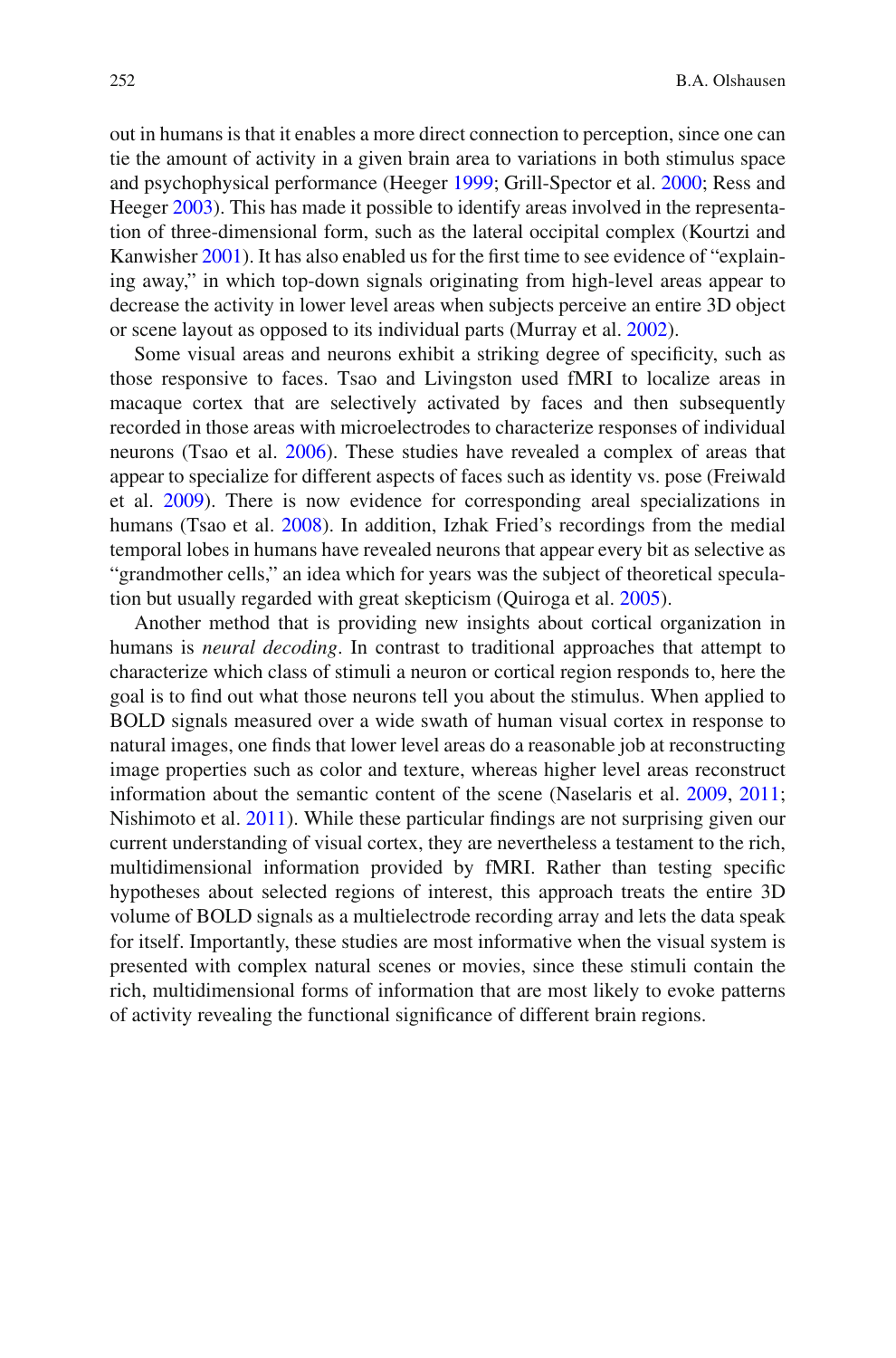out in humans is that it enables a more direct connection to perception, since one can tie the amount of activity in a given brain area to variations in both stimulus space and psychophysical performance (Heeger 1999; Grill-Spector et al. 2000; Ress and Heeger 2003). This has made it possible to identify areas involved in the representation of three-dimensional form, such as the lateral occipital complex (Kourtzi and Kanwisher 2001). It has also enabled us for the first time to see evidence of "explaining away," in which top-down signals originating from high-level areas appear to decrease the activity in lower level areas when subjects perceive an entire 3D object or scene layout as opposed to its individual parts (Murray et al. 2002).

Some visual areas and neurons exhibit a striking degree of specificity, such as those responsive to faces. Tsao and Livingston used fMRI to localize areas in macaque cortex that are selectively activated by faces and then subsequently recorded in those areas with microelectrodes to characterize responses of individual neurons (Tsao et al. 2006). These studies have revealed a complex of areas that appear to specialize for different aspects of faces such as identity vs. pose (Freiwald et al. 2009). There is now evidence for corresponding areal specializations in humans (Tsao et al. 2008). In addition, Izhak Fried's recordings from the medial temporal lobes in humans have revealed neurons that appear every bit as selective as "grandmother cells," an idea which for years was the subject of theoretical speculation but usually regarded with great skepticism (Quiroga et al. 2005).

Another method that is providing new insights about cortical organization in humans is *neural decoding*. In contrast to traditional approaches that attempt to characterize which class of stimuli a neuron or cortical region responds to, here the goal is to find out what those neurons tell you about the stimulus. When applied to BOLD signals measured over a wide swath of human visual cortex in response to natural images, one finds that lower level areas do a reasonable job at reconstructing image properties such as color and texture, whereas higher level areas reconstruct information about the semantic content of the scene (Naselaris et al. 2009, 2011; Nishimoto et al. 2011). While these particular findings are not surprising given our current understanding of visual cortex, they are nevertheless a testament to the rich, multidimensional information provided by fMRI. Rather than testing specific hypotheses about selected regions of interest, this approach treats the entire 3D volume of BOLD signals as a multielectrode recording array and lets the data speak for itself. Importantly, these studies are most informative when the visual system is presented with complex natural scenes or movies, since these stimuli contain the rich, multidimensional forms of information that are most likely to evoke patterns of activity revealing the functional significance of different brain regions.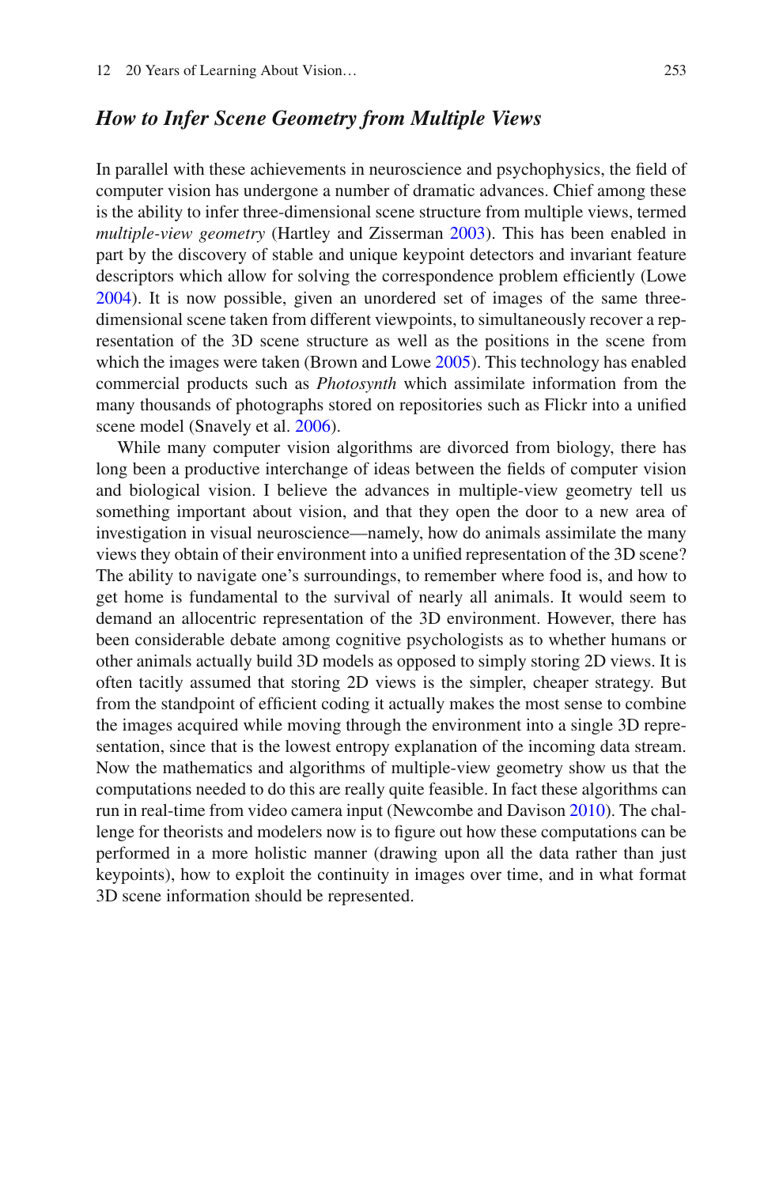### *How to Infer Scene Geometry from Multiple Views*

In parallel with these achievements in neuroscience and psychophysics, the field of computer vision has undergone a number of dramatic advances. Chief among these is the ability to infer three-dimensional scene structure from multiple views, termed *multiple-view geometry* (Hartley and Zisserman 2003). This has been enabled in part by the discovery of stable and unique keypoint detectors and invariant feature descriptors which allow for solving the correspondence problem efficiently (Lowe 2004). It is now possible, given an unordered set of images of the same three-dimensional scene taken from different viewpoints, to simultaneously recover a representation of the 3D scene structure as well as the positions in the scene from which the images were taken (Brown and Lowe 2005). This technology has enabled commercial products such as *Photosynth* which assimilate information from the many thousands of photographs stored on repositories such as Flickr into a unified scene model (Snavely et al. 2006).

While many computer vision algorithms are divorced from biology, there has long been a productive interchange of ideas between the fields of computer vision and biological vision. I believe the advances in multiple-view geometry tell us something important about vision, and that they open the door to a new area of investigation in visual neuroscience—namely, how do animals assimilate the many views they obtain of their environment into a unified representation of the 3D scene? The ability to navigate one's surroundings, to remember where food is, and how to get home is fundamental to the survival of nearly all animals. It would seem to demand an allocentric representation of the 3D environment. However, there has been considerable debate among cognitive psychologists as to whether humans or other animals actually build 3D models as opposed to simply storing 2D views. It is often tacitly assumed that storing 2D views is the simpler, cheaper strategy. But from the standpoint of efficient coding it actually makes the most sense to combine the images acquired while moving through the environment into a single 3D representation, since that is the lowest entropy explanation of the incoming data stream. Now the mathematics and algorithms of multiple-view geometry show us that the computations needed to do this are really quite feasible. In fact these algorithms can run in real-time from video camera input (Newcombe and Davison 2010). The challenge for theorists and modelers now is to figure out how these computations can be performed in a more holistic manner (drawing upon all the data rather than just keypoints), how to exploit the continuity in images over time, and in what format 3D scene information should be represented.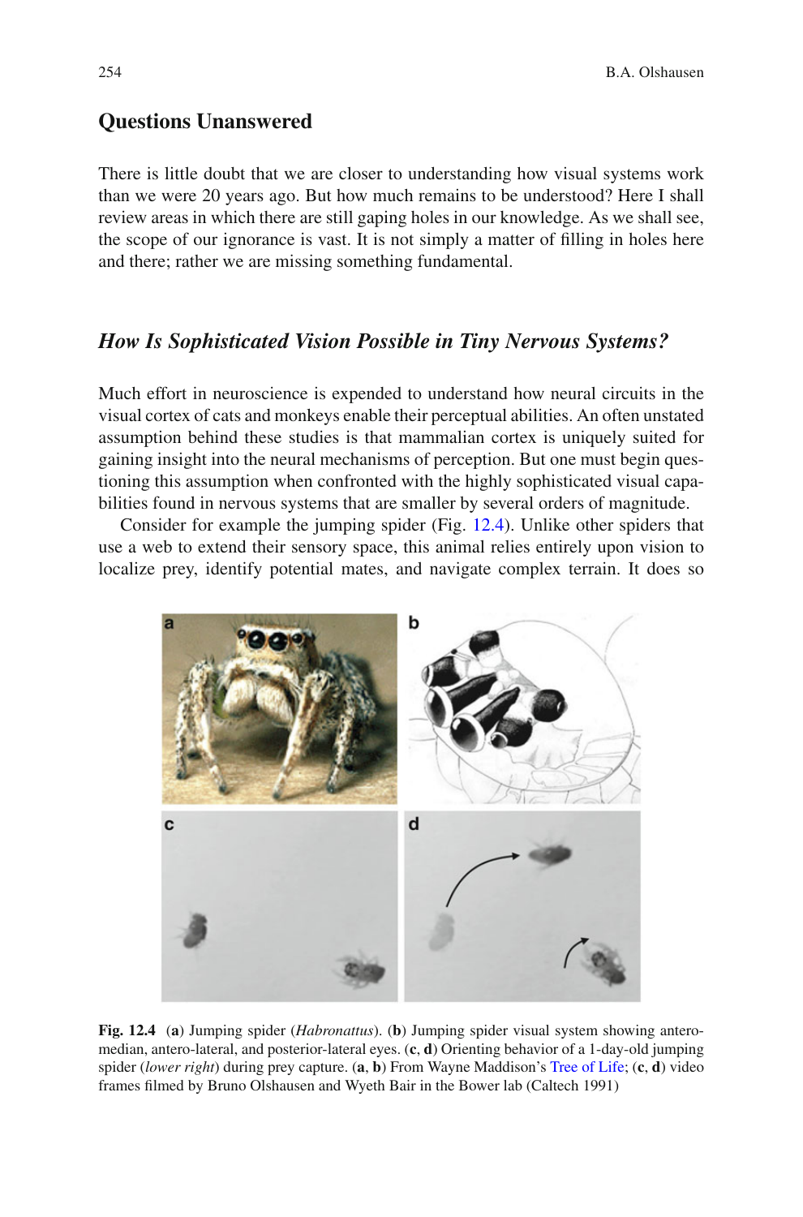## Questions Unanswered

There is little doubt that we are closer to understanding how visual systems work than we were 20 years ago. But how much remains to be understood? Here I shall review areas in which there are still gaping holes in our knowledge. As we shall see, the scope of our ignorance is vast. It is not simply a matter of filling in holes here and there; rather we are missing something fundamental.

### *How Is Sophisticated Vision Possible in Tiny Nervous Systems?*

Much effort in neuroscience is expended to understand how neural circuits in the visual cortex of cats and monkeys enable their perceptual abilities. An often unstated assumption behind these studies is that mammalian cortex is uniquely suited for gaining insight into the neural mechanisms of perception. But one must begin questioning this assumption when confronted with the highly sophisticated visual capabilities found in nervous systems that are smaller by several orders of magnitude.

Consider for example the jumping spider (Fig. 12.4). Unlike other spiders that use a web to extend their sensory space, this animal relies entirely upon vision to localize prey, identify potential mates, and navigate complex terrain. It does so

**Fig. 12.4** (**a**) Jumping spider (*Habronattus*). (**b**) Jumping spider visual system showing antero-median, antero-lateral, and posterior-lateral eyes. (**c**, **d**) Orienting behavior of a 1-day-old jumping spider (*lower right*) during prey capture. (**a**, **b**) From Wayne Maddison's Tree of Life; (**c**, **d**) video frames filmed by Bruno Olshausen and Wyeth Bair in the Bower lab (Caltech 1991)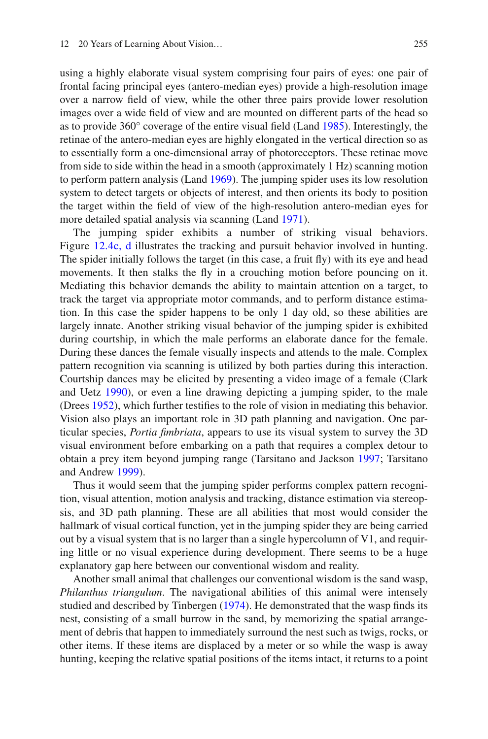using a highly elaborate visual system comprising four pairs of eyes: one pair of frontal facing principal eyes (antero-median eyes) provide a high-resolution image over a narrow field of view, while the other three pairs provide lower resolution images over a wide field of view and are mounted on different parts of the head so as to provide 360° coverage of the entire visual field (Land 1985). Interestingly, the retinae of the antero-median eyes are highly elongated in the vertical direction so as to essentially form a one-dimensional array of photoreceptors. These retinae move from side to side within the head in a smooth (approximately 1 Hz) scanning motion to perform pattern analysis (Land 1969). The jumping spider uses its low resolution system to detect targets or objects of interest, and then orients its body to position the target within the field of view of the high-resolution antero-median eyes for more detailed spatial analysis via scanning (Land 1971).

The jumping spider exhibits a number of striking visual behaviors. Figure 12.4c, d illustrates the tracking and pursuit behavior involved in hunting. The spider initially follows the target (in this case, a fruit fly) with its eye and head movements. It then stalks the fly in a crouching motion before pouncing on it. Mediating this behavior demands the ability to maintain attention on a target, to track the target via appropriate motor commands, and to perform distance estimation. In this case the spider happens to be only 1 day old, so these abilities are largely innate. Another striking visual behavior of the jumping spider is exhibited during courtship, in which the male performs an elaborate dance for the female. During these dances the female visually inspects and attends to the male. Complex pattern recognition via scanning is utilized by both parties during this interaction. Courtship dances may be elicited by presenting a video image of a female (Clark and Uetz 1990), or even a line drawing depicting a jumping spider, to the male (Drees 1952), which further testifies to the role of vision in mediating this behavior. Vision also plays an important role in 3D path planning and navigation. One particular species, *Portia fimbriata*, appears to use its visual system to survey the 3D visual environment before embarking on a path that requires a complex detour to obtain a prey item beyond jumping range (Tarsitano and Jackson 1997; Tarsitano and Andrew 1999).

Thus it would seem that the jumping spider performs complex pattern recognition, visual attention, motion analysis and tracking, distance estimation via stereopsis, and 3D path planning. These are all abilities that most would consider the hallmark of visual cortical function, yet in the jumping spider they are being carried out by a visual system that is no larger than a single hypercolumn of V1, and requiring little or no visual experience during development. There seems to be a huge explanatory gap here between our conventional wisdom and reality.

Another small animal that challenges our conventional wisdom is the sand wasp, *Philanthus triangulum*. The navigational abilities of this animal were intensely studied and described by Tinbergen (1974). He demonstrated that the wasp finds its nest, consisting of a small burrow in the sand, by memorizing the spatial arrangement of debris that happen to immediately surround the nest such as twigs, rocks, or other items. If these items are displaced by a meter or so while the wasp is away hunting, keeping the relative spatial positions of the items intact, it returns to a point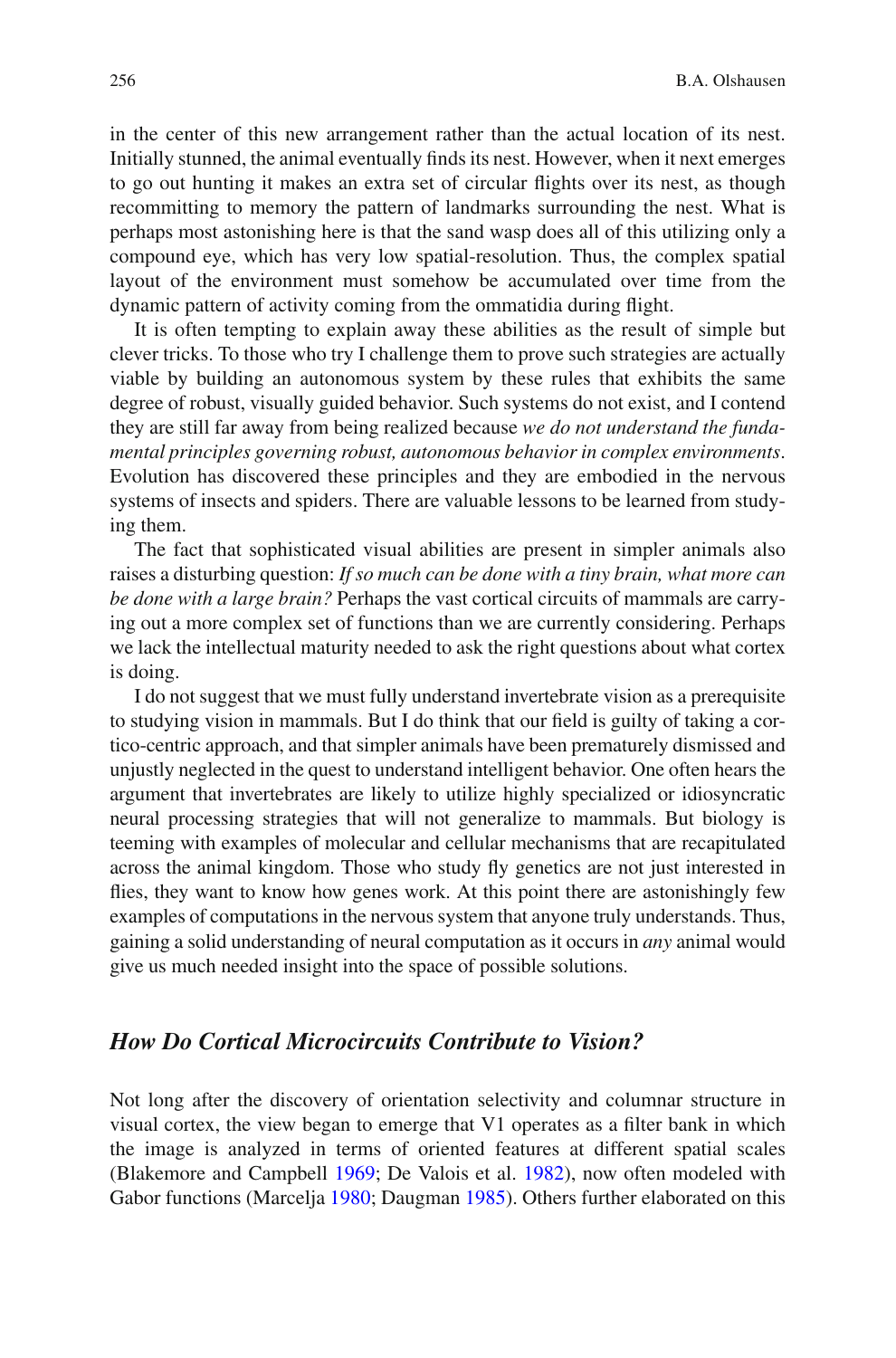in the center of this new arrangement rather than the actual location of its nest. Initially stunned, the animal eventually finds its nest. However, when it next emerges to go out hunting it makes an extra set of circular flights over its nest, as though recommitting to memory the pattern of landmarks surrounding the nest. What is perhaps most astonishing here is that the sand wasp does all of this utilizing only a compound eye, which has very low spatial-resolution. Thus, the complex spatial layout of the environment must somehow be accumulated over time from the dynamic pattern of activity coming from the ommatidia during flight.

It is often tempting to explain away these abilities as the result of simple but clever tricks. To those who try I challenge them to prove such strategies are actually viable by building an autonomous system by these rules that exhibits the same degree of robust, visually guided behavior. Such systems do not exist, and I contend they are still far away from being realized because *we do not understand the fundamental principles governing robust, autonomous behavior in complex environments*. Evolution has discovered these principles and they are embodied in the nervous systems of insects and spiders. There are valuable lessons to be learned from studying them.

The fact that sophisticated visual abilities are present in simpler animals also raises a disturbing question: *If so much can be done with a tiny brain, what more can be done with a large brain?* Perhaps the vast cortical circuits of mammals are carrying out a more complex set of functions than we are currently considering. Perhaps we lack the intellectual maturity needed to ask the right questions about what cortex is doing.

I do not suggest that we must fully understand invertebrate vision as a prerequisite to studying vision in mammals. But I do think that our field is guilty of taking a cortico-centric approach, and that simpler animals have been prematurely dismissed and unjustly neglected in the quest to understand intelligent behavior. One often hears the argument that invertebrates are likely to utilize highly specialized or idiosyncratic neural processing strategies that will not generalize to mammals. But biology is teeming with examples of molecular and cellular mechanisms that are recapitulated across the animal kingdom. Those who study fly genetics are not just interested in flies, they want to know how genes work. At this point there are astonishingly few examples of computations in the nervous system that anyone truly understands. Thus, gaining a solid understanding of neural computation as it occurs in *any* animal would give us much needed insight into the space of possible solutions.

## *How Do Cortical Microcircuits Contribute to Vision?*

Not long after the discovery of orientation selectivity and columnar structure in visual cortex, the view began to emerge that V1 operates as a filter bank in which the image is analyzed in terms of oriented features at different spatial scales (Blakemore and Campbell 1969; De Valois et al. 1982), now often modeled with Gabor functions (Marcelja 1980; Daugman 1985). Others further elaborated on this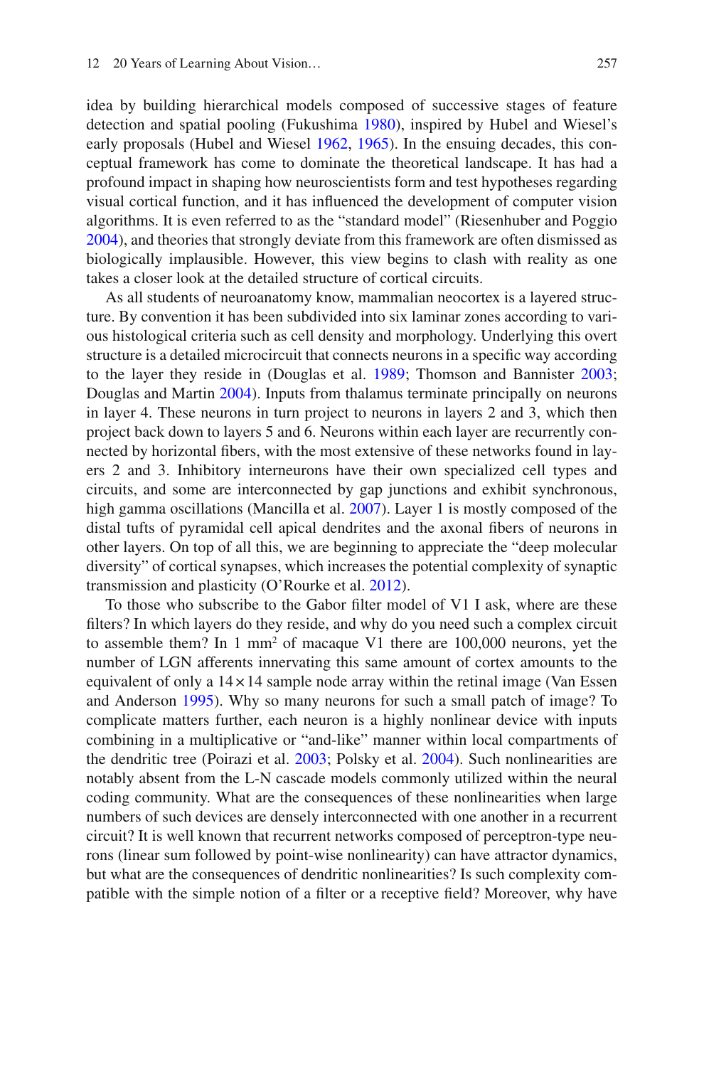idea by building hierarchical models composed of successive stages of feature detection and spatial pooling (Fukushima 1980), inspired by Hubel and Wiesel's early proposals (Hubel and Wiesel 1962, 1965). In the ensuing decades, this conceptual framework has come to dominate the theoretical landscape. It has had a profound impact in shaping how neuroscientists form and test hypotheses regarding visual cortical function, and it has influenced the development of computer vision algorithms. It is even referred to as the "standard model" (Riesenhuber and Poggio 2004), and theories that strongly deviate from this framework are often dismissed as biologically implausible. However, this view begins to clash with reality as one takes a closer look at the detailed structure of cortical circuits.

As all students of neuroanatomy know, mammalian neocortex is a layered structure. By convention it has been subdivided into six laminar zones according to various histological criteria such as cell density and morphology. Underlying this overt structure is a detailed microcircuit that connects neurons in a specific way according to the layer they reside in (Douglas et al. 1989; Thomson and Bannister 2003; Douglas and Martin 2004). Inputs from thalamus terminate principally on neurons in layer 4. These neurons in turn project to neurons in layers 2 and 3, which then project back down to layers 5 and 6. Neurons within each layer are recurrently connected by horizontal fibers, with the most extensive of these networks found in layers 2 and 3. Inhibitory interneurons have their own specialized cell types and circuits, and some are interconnected by gap junctions and exhibit synchronous, high gamma oscillations (Mancilla et al. 2007). Layer 1 is mostly composed of the distal tufts of pyramidal cell apical dendrites and the axonal fibers of neurons in other layers. On top of all this, we are beginning to appreciate the "deep molecular diversity" of cortical synapses, which increases the potential complexity of synaptic transmission and plasticity (O'Rourke et al. 2012).

To those who subscribe to the Gabor filter model of V1 I ask, where are these filters? In which layers do they reside, and why do you need such a complex circuit to assemble them? In 1 mm$^2$ of macaque V1 there are 100,000 neurons, yet the number of LGN afferents innervating this same amount of cortex amounts to the equivalent of only a $14 \times 14$ sample node array within the retinal image (Van Essen and Anderson 1995). Why so many neurons for such a small patch of image? To complicate matters further, each neuron is a highly nonlinear device with inputs combining in a multiplicative or "and-like" manner within local compartments of the dendritic tree (Poirazi et al. 2003; Polsky et al. 2004). Such nonlinearities are notably absent from the L-N cascade models commonly utilized within the neural coding community. What are the consequences of these nonlinearities when large numbers of such devices are densely interconnected with one another in a recurrent circuit? It is well known that recurrent networks composed of perceptron-type neurons (linear sum followed by point-wise nonlinearity) can have attractor dynamics, but what are the consequences of dendritic nonlinearities? Is such complexity compatible with the simple notion of a filter or a receptive field? Moreover, why have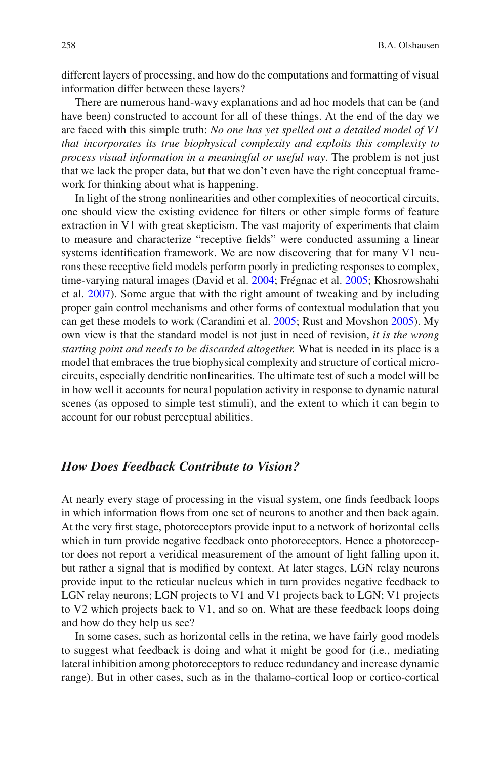different layers of processing, and how do the computations and formatting of visual information differ between these layers?

There are numerous hand-wavy explanations and ad hoc models that can be (and have been) constructed to account for all of these things. At the end of the day we are faced with this simple truth: *No one has yet spelled out a detailed model of V1 that incorporates its true biophysical complexity and exploits this complexity to process visual information in a meaningful or useful way*. The problem is not just that we lack the proper data, but that we don't even have the right conceptual framework for thinking about what is happening.

In light of the strong nonlinearities and other complexities of neocortical circuits, one should view the existing evidence for filters or other simple forms of feature extraction in V1 with great skepticism. The vast majority of experiments that claim to measure and characterize "receptive fields" were conducted assuming a linear systems identification framework. We are now discovering that for many V1 neurons these receptive field models perform poorly in predicting responses to complex, time-varying natural images (David et al. 2004; Frégnac et al. 2005; Khosrowshahi et al. 2007). Some argue that with the right amount of tweaking and by including proper gain control mechanisms and other forms of contextual modulation that you can get these models to work (Carandini et al. 2005; Rust and Movshon 2005). My own view is that the standard model is not just in need of revision, *it is the wrong starting point and needs to be discarded altogether.* What is needed in its place is a model that embraces the true biophysical complexity and structure of cortical microcircuits, especially dendritic nonlinearities. The ultimate test of such a model will be in how well it accounts for neural population activity in response to dynamic natural scenes (as opposed to simple test stimuli), and the extent to which it can begin to account for our robust perceptual abilities.

## *How Does Feedback Contribute to Vision?*

At nearly every stage of processing in the visual system, one finds feedback loops in which information flows from one set of neurons to another and then back again. At the very first stage, photoreceptors provide input to a network of horizontal cells which in turn provide negative feedback onto photoreceptors. Hence a photoreceptor does not report a veridical measurement of the amount of light falling upon it, but rather a signal that is modified by context. At later stages, LGN relay neurons provide input to the reticular nucleus which in turn provides negative feedback to LGN relay neurons; LGN projects to V1 and V1 projects back to LGN; V1 projects to V2 which projects back to V1, and so on. What are these feedback loops doing and how do they help us see?

In some cases, such as horizontal cells in the retina, we have fairly good models to suggest what feedback is doing and what it might be good for (i.e., mediating lateral inhibition among photoreceptors to reduce redundancy and increase dynamic range). But in other cases, such as in the thalamo-cortical loop or cortico-cortical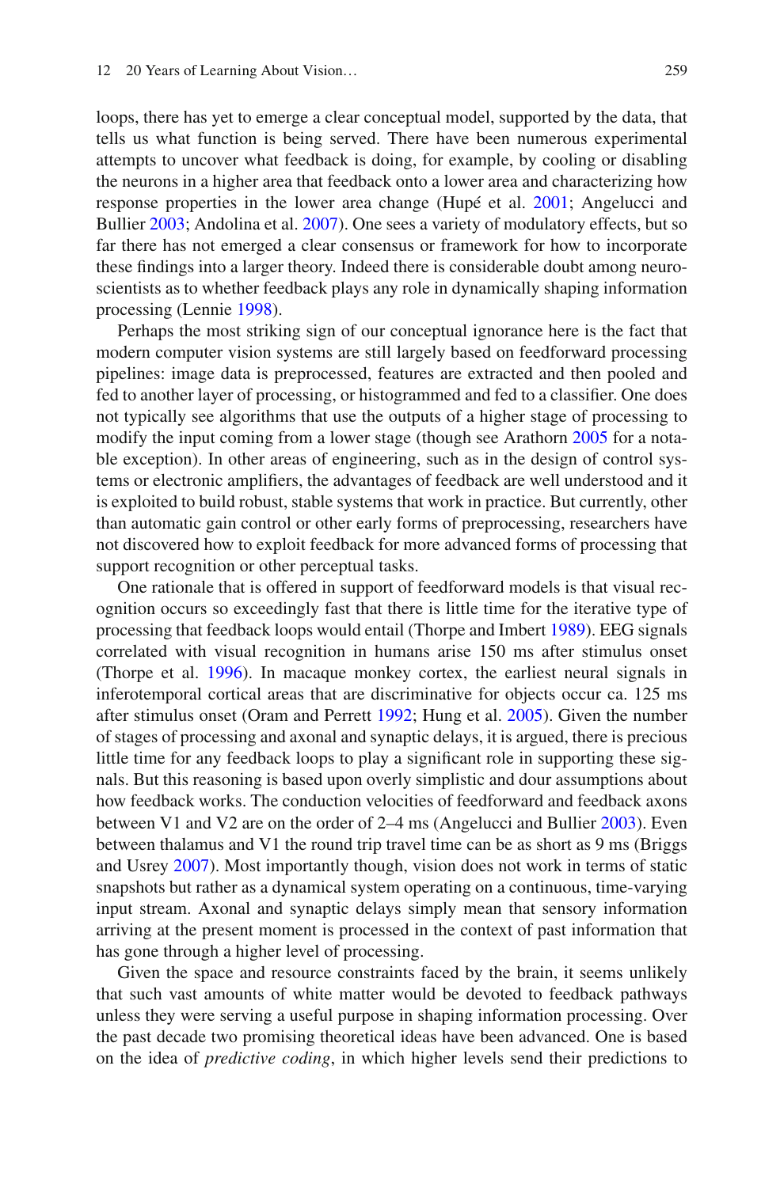loops, there has yet to emerge a clear conceptual model, supported by the data, that tells us what function is being served. There have been numerous experimental attempts to uncover what feedback is doing, for example, by cooling or disabling the neurons in a higher area that feedback onto a lower area and characterizing how response properties in the lower area change (Hupé et al. 2001; Angelucci and Bullier 2003; Andolina et al. 2007). One sees a variety of modulatory effects, but so far there has not emerged a clear consensus or framework for how to incorporate these findings into a larger theory. Indeed there is considerable doubt among neuroscientists as to whether feedback plays any role in dynamically shaping information processing (Lennie 1998).

Perhaps the most striking sign of our conceptual ignorance here is the fact that modern computer vision systems are still largely based on feedforward processing pipelines: image data is preprocessed, features are extracted and then pooled and fed to another layer of processing, or histogrammed and fed to a classifier. One does not typically see algorithms that use the outputs of a higher stage of processing to modify the input coming from a lower stage (though see Arathorn 2005 for a notable exception). In other areas of engineering, such as in the design of control systems or electronic amplifiers, the advantages of feedback are well understood and it is exploited to build robust, stable systems that work in practice. But currently, other than automatic gain control or other early forms of preprocessing, researchers have not discovered how to exploit feedback for more advanced forms of processing that support recognition or other perceptual tasks.

One rationale that is offered in support of feedforward models is that visual recognition occurs so exceedingly fast that there is little time for the iterative type of processing that feedback loops would entail (Thorpe and Imbert 1989). EEG signals correlated with visual recognition in humans arise 150 ms after stimulus onset (Thorpe et al. 1996). In macaque monkey cortex, the earliest neural signals in inferotemporal cortical areas that are discriminative for objects occur ca. 125 ms after stimulus onset (Oram and Perrett 1992; Hung et al. 2005). Given the number of stages of processing and axonal and synaptic delays, it is argued, there is precious little time for any feedback loops to play a significant role in supporting these signals. But this reasoning is based upon overly simplistic and dour assumptions about how feedback works. The conduction velocities of feedforward and feedback axons between V1 and V2 are on the order of 2–4 ms (Angelucci and Bullier 2003). Even between thalamus and V1 the round trip travel time can be as short as 9 ms (Briggs and Usrey 2007). Most importantly though, vision does not work in terms of static snapshots but rather as a dynamical system operating on a continuous, time-varying input stream. Axonal and synaptic delays simply mean that sensory information arriving at the present moment is processed in the context of past information that has gone through a higher level of processing.

Given the space and resource constraints faced by the brain, it seems unlikely that such vast amounts of white matter would be devoted to feedback pathways unless they were serving a useful purpose in shaping information processing. Over the past decade two promising theoretical ideas have been advanced. One is based on the idea of *predictive coding*, in which higher levels send their predictions to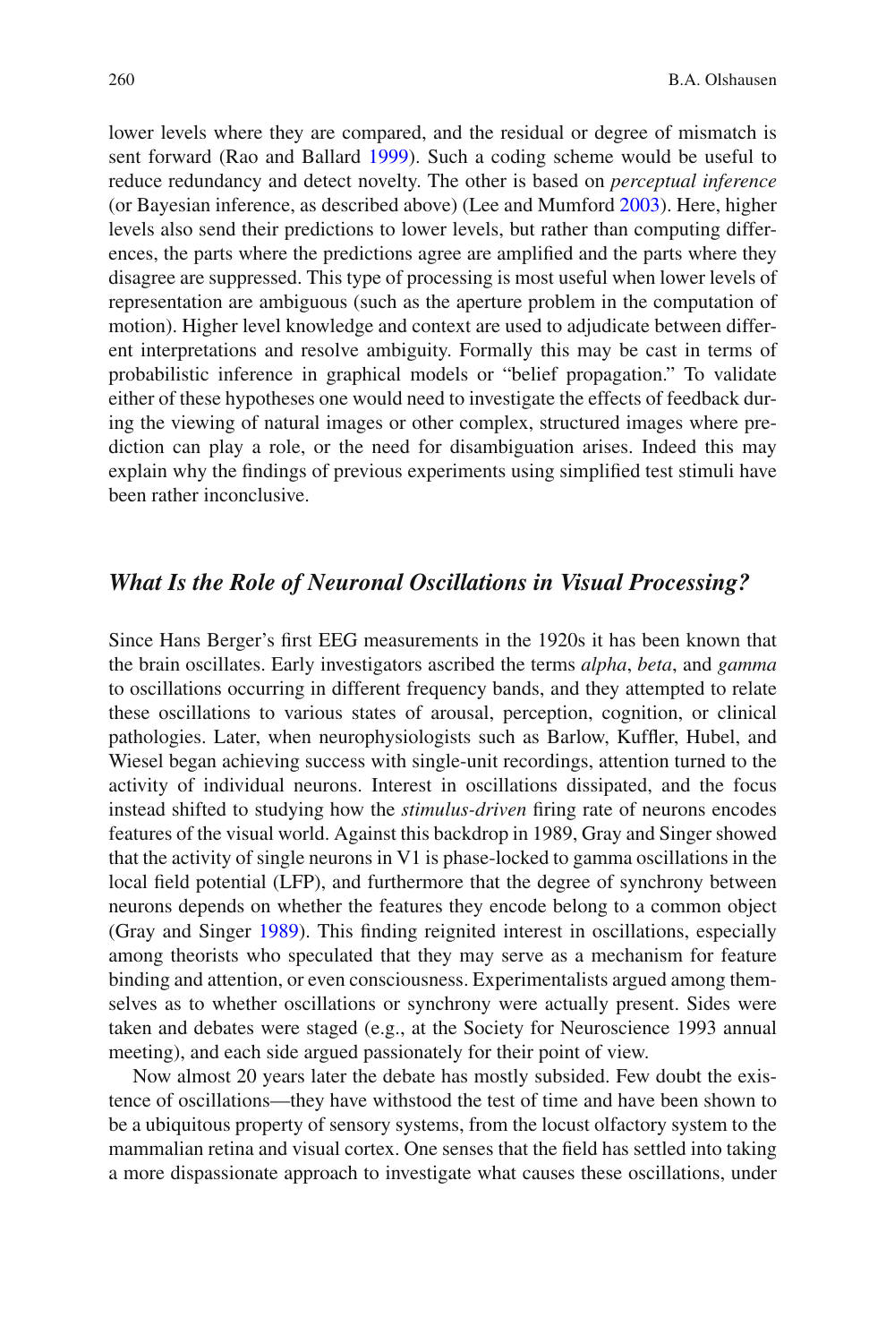lower levels where they are compared, and the residual or degree of mismatch is sent forward (Rao and Ballard 1999). Such a coding scheme would be useful to reduce redundancy and detect novelty. The other is based on *perceptual inference* (or Bayesian inference, as described above) (Lee and Mumford 2003). Here, higher levels also send their predictions to lower levels, but rather than computing differences, the parts where the predictions agree are amplified and the parts where they disagree are suppressed. This type of processing is most useful when lower levels of representation are ambiguous (such as the aperture problem in the computation of motion). Higher level knowledge and context are used to adjudicate between different interpretations and resolve ambiguity. Formally this may be cast in terms of probabilistic inference in graphical models or "belief propagation." To validate either of these hypotheses one would need to investigate the effects of feedback during the viewing of natural images or other complex, structured images where prediction can play a role, or the need for disambiguation arises. Indeed this may explain why the findings of previous experiments using simplified test stimuli have been rather inconclusive.

### *What Is the Role of Neuronal Oscillations in Visual Processing?*

Since Hans Berger's first EEG measurements in the 1920s it has been known that the brain oscillates. Early investigators ascribed the terms *alpha*, *beta*, and *gamma* to oscillations occurring in different frequency bands, and they attempted to relate these oscillations to various states of arousal, perception, cognition, or clinical pathologies. Later, when neurophysiologists such as Barlow, Kuffler, Hubel, and Wiesel began achieving success with single-unit recordings, attention turned to the activity of individual neurons. Interest in oscillations dissipated, and the focus instead shifted to studying how the *stimulus-driven* firing rate of neurons encodes features of the visual world. Against this backdrop in 1989, Gray and Singer showed that the activity of single neurons in V1 is phase-locked to gamma oscillations in the local field potential (LFP), and furthermore that the degree of synchrony between neurons depends on whether the features they encode belong to a common object (Gray and Singer 1989). This finding reignited interest in oscillations, especially among theorists who speculated that they may serve as a mechanism for feature binding and attention, or even consciousness. Experimentalists argued among themselves as to whether oscillations or synchrony were actually present. Sides were taken and debates were staged (e.g., at the Society for Neuroscience 1993 annual meeting), and each side argued passionately for their point of view.

Now almost 20 years later the debate has mostly subsided. Few doubt the existence of oscillations—they have withstood the test of time and have been shown to be a ubiquitous property of sensory systems, from the locust olfactory system to the mammalian retina and visual cortex. One senses that the field has settled into taking a more dispassionate approach to investigate what causes these oscillations, under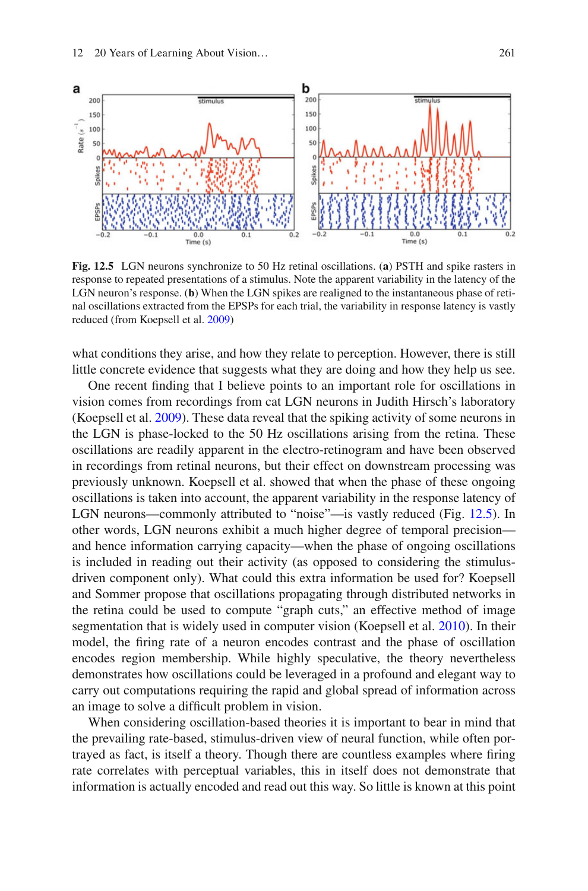a

200
150
100
50
0

Rate ($s^{-1}$)

stimulus

Spikes

EPSPs

−0.2 −0.1 0.0 0.1 0.2

Time (s)

b

200
150
100
50
0

stimulus

Spikes

EPSPs

−0.2 −0.1 0.0 0.1 0.2

Time (s)

**Fig. 12.5** LGN neurons synchronize to 50 Hz retinal oscillations. (**a**) PSTH and spike rasters in response to repeated presentations of a stimulus. Note the apparent variability in the latency of the LGN neuron's response. (**b**) When the LGN spikes are realigned to the instantaneous phase of retinal oscillations extracted from the EPSPs for each trial, the variability in response latency is vastly reduced (from Koepsell et al. 2009)

what conditions they arise, and how they relate to perception. However, there is still little concrete evidence that suggests what they are doing and how they help us see.

One recent finding that I believe points to an important role for oscillations in vision comes from recordings from cat LGN neurons in Judith Hirsch's laboratory (Koepsell et al. 2009). These data reveal that the spiking activity of some neurons in the LGN is phase-locked to the 50 Hz oscillations arising from the retina. These oscillations are readily apparent in the electro-retinogram and have been observed in recordings from retinal neurons, but their effect on downstream processing was previously unknown. Koepsell et al. showed that when the phase of these ongoing oscillations is taken into account, the apparent variability in the response latency of LGN neurons—commonly attributed to "noise"—is vastly reduced (Fig. 12.5). In other words, LGN neurons exhibit a much higher degree of temporal precision—and hence information carrying capacity—when the phase of ongoing oscillations is included in reading out their activity (as opposed to considering the stimulus-driven component only). What could this extra information be used for? Koepsell and Sommer propose that oscillations propagating through distributed networks in the retina could be used to compute "graph cuts," an effective method of image segmentation that is widely used in computer vision (Koepsell et al. 2010). In their model, the firing rate of a neuron encodes contrast and the phase of oscillation encodes region membership. While highly speculative, the theory nevertheless demonstrates how oscillations could be leveraged in a profound and elegant way to carry out computations requiring the rapid and global spread of information across an image to solve a difficult problem in vision.

When considering oscillation-based theories it is important to bear in mind that the prevailing rate-based, stimulus-driven view of neural function, while often portrayed as fact, is itself a theory. Though there are countless examples where firing rate correlates with perceptual variables, this in itself does not demonstrate that information is actually encoded and read out this way. So little is known at this point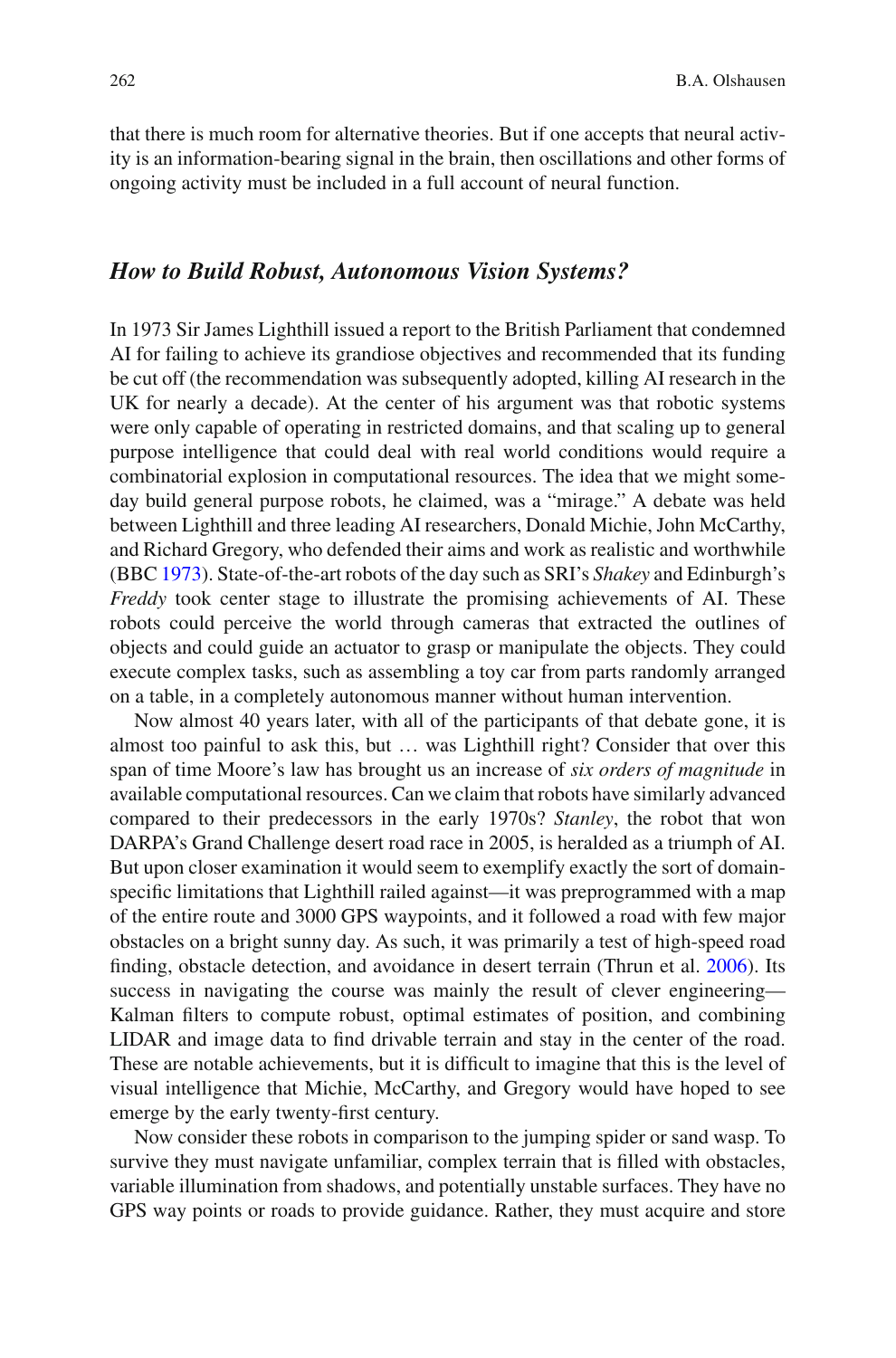that there is much room for alternative theories. But if one accepts that neural activity is an information-bearing signal in the brain, then oscillations and other forms of ongoing activity must be included in a full account of neural function.

### *How to Build Robust, Autonomous Vision Systems?*

In 1973 Sir James Lighthill issued a report to the British Parliament that condemned AI for failing to achieve its grandiose objectives and recommended that its funding be cut off (the recommendation was subsequently adopted, killing AI research in the UK for nearly a decade). At the center of his argument was that robotic systems were only capable of operating in restricted domains, and that scaling up to general purpose intelligence that could deal with real world conditions would require a combinatorial explosion in computational resources. The idea that we might someday build general purpose robots, he claimed, was a "mirage." A debate was held between Lighthill and three leading AI researchers, Donald Michie, John McCarthy, and Richard Gregory, who defended their aims and work as realistic and worthwhile (BBC 1973). State-of-the-art robots of the day such as SRI's *Shakey* and Edinburgh's *Freddy* took center stage to illustrate the promising achievements of AI. These robots could perceive the world through cameras that extracted the outlines of objects and could guide an actuator to grasp or manipulate the objects. They could execute complex tasks, such as assembling a toy car from parts randomly arranged on a table, in a completely autonomous manner without human intervention.

Now almost 40 years later, with all of the participants of that debate gone, it is almost too painful to ask this, but … was Lighthill right? Consider that over this span of time Moore's law has brought us an increase of *six orders of magnitude* in available computational resources. Can we claim that robots have similarly advanced compared to their predecessors in the early 1970s? *Stanley*, the robot that won DARPA's Grand Challenge desert road race in 2005, is heralded as a triumph of AI. But upon closer examination it would seem to exemplify exactly the sort of domain-specific limitations that Lighthill railed against—it was preprogrammed with a map of the entire route and 3000 GPS waypoints, and it followed a road with few major obstacles on a bright sunny day. As such, it was primarily a test of high-speed road finding, obstacle detection, and avoidance in desert terrain (Thrun et al. 2006). Its success in navigating the course was mainly the result of clever engineering—Kalman filters to compute robust, optimal estimates of position, and combining LIDAR and image data to find drivable terrain and stay in the center of the road. These are notable achievements, but it is difficult to imagine that this is the level of visual intelligence that Michie, McCarthy, and Gregory would have hoped to see emerge by the early twenty-first century.

Now consider these robots in comparison to the jumping spider or sand wasp. To survive they must navigate unfamiliar, complex terrain that is filled with obstacles, variable illumination from shadows, and potentially unstable surfaces. They have no GPS way points or roads to provide guidance. Rather, they must acquire and store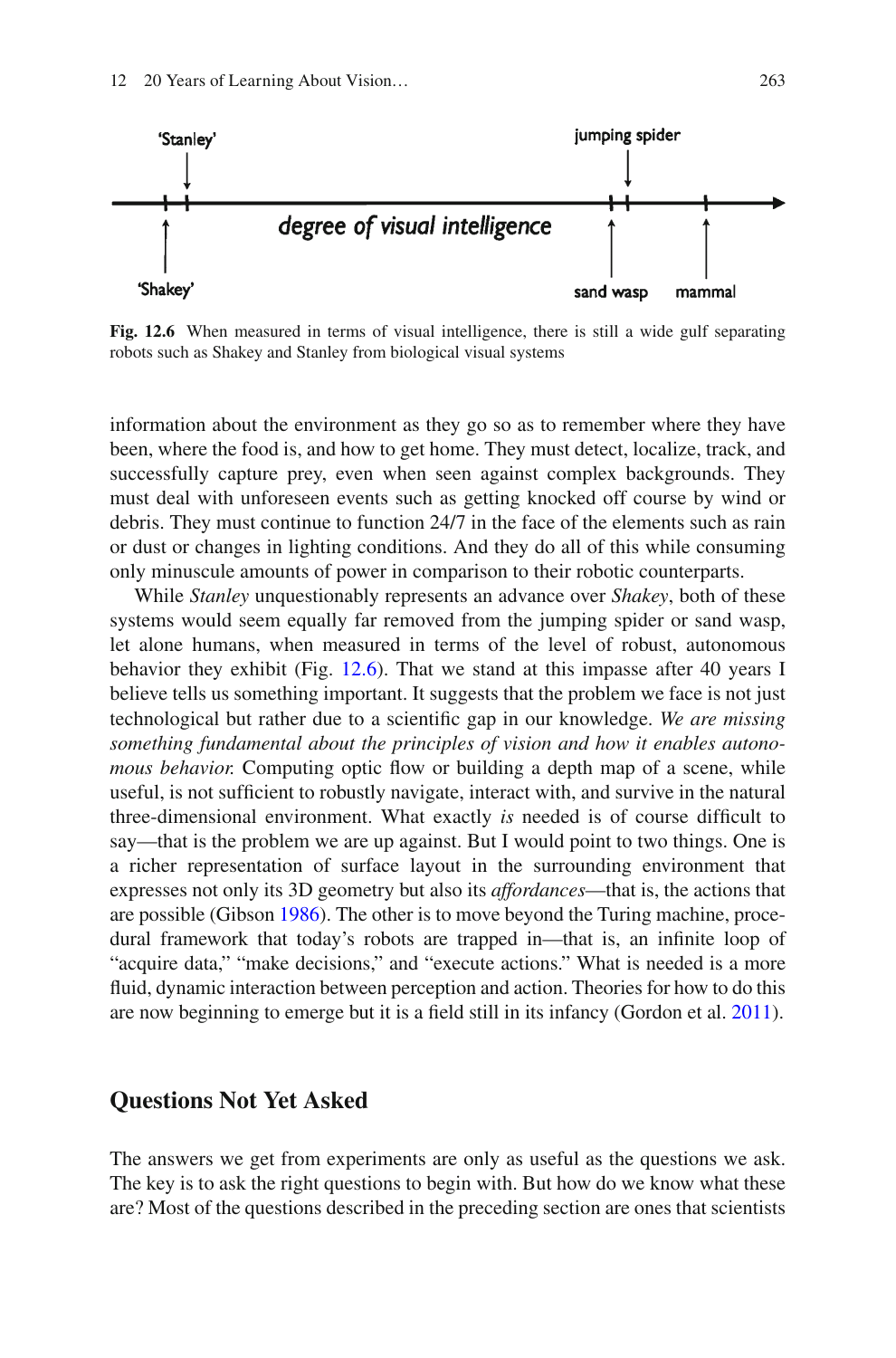'Stanley'

jumping spider

degree of visual intelligence

'Shakey'

sand wasp

mammal

**Fig. 12.6** When measured in terms of visual intelligence, there is still a wide gulf separating robots such as Shakey and Stanley from biological visual systems

information about the environment as they go so as to remember where they have been, where the food is, and how to get home. They must detect, localize, track, and successfully capture prey, even when seen against complex backgrounds. They must deal with unforeseen events such as getting knocked off course by wind or debris. They must continue to function 24/7 in the face of the elements such as rain or dust or changes in lighting conditions. And they do all of this while consuming only minuscule amounts of power in comparison to their robotic counterparts.

While *Stanley* unquestionably represents an advance over *Shakey*, both of these systems would seem equally far removed from the jumping spider or sand wasp, let alone humans, when measured in terms of the level of robust, autonomous behavior they exhibit (Fig. 12.6). That we stand at this impasse after 40 years I believe tells us something important. It suggests that the problem we face is not just technological but rather due to a scientific gap in our knowledge. *We are missing something fundamental about the principles of vision and how it enables autonomous behavior.* Computing optic flow or building a depth map of a scene, while useful, is not sufficient to robustly navigate, interact with, and survive in the natural three-dimensional environment. What exactly *is* needed is of course difficult to say—that is the problem we are up against. But I would point to two things. One is a richer representation of surface layout in the surrounding environment that expresses not only its 3D geometry but also its *affordances*—that is, the actions that are possible (Gibson 1986). The other is to move beyond the Turing machine, procedural framework that today's robots are trapped in—that is, an infinite loop of "acquire data," "make decisions," and "execute actions." What is needed is a more fluid, dynamic interaction between perception and action. Theories for how to do this are now beginning to emerge but it is a field still in its infancy (Gordon et al. 2011).

## Questions Not Yet Asked

The answers we get from experiments are only as useful as the questions we ask. The key is to ask the right questions to begin with. But how do we know what these are? Most of the questions described in the preceding section are ones that scientists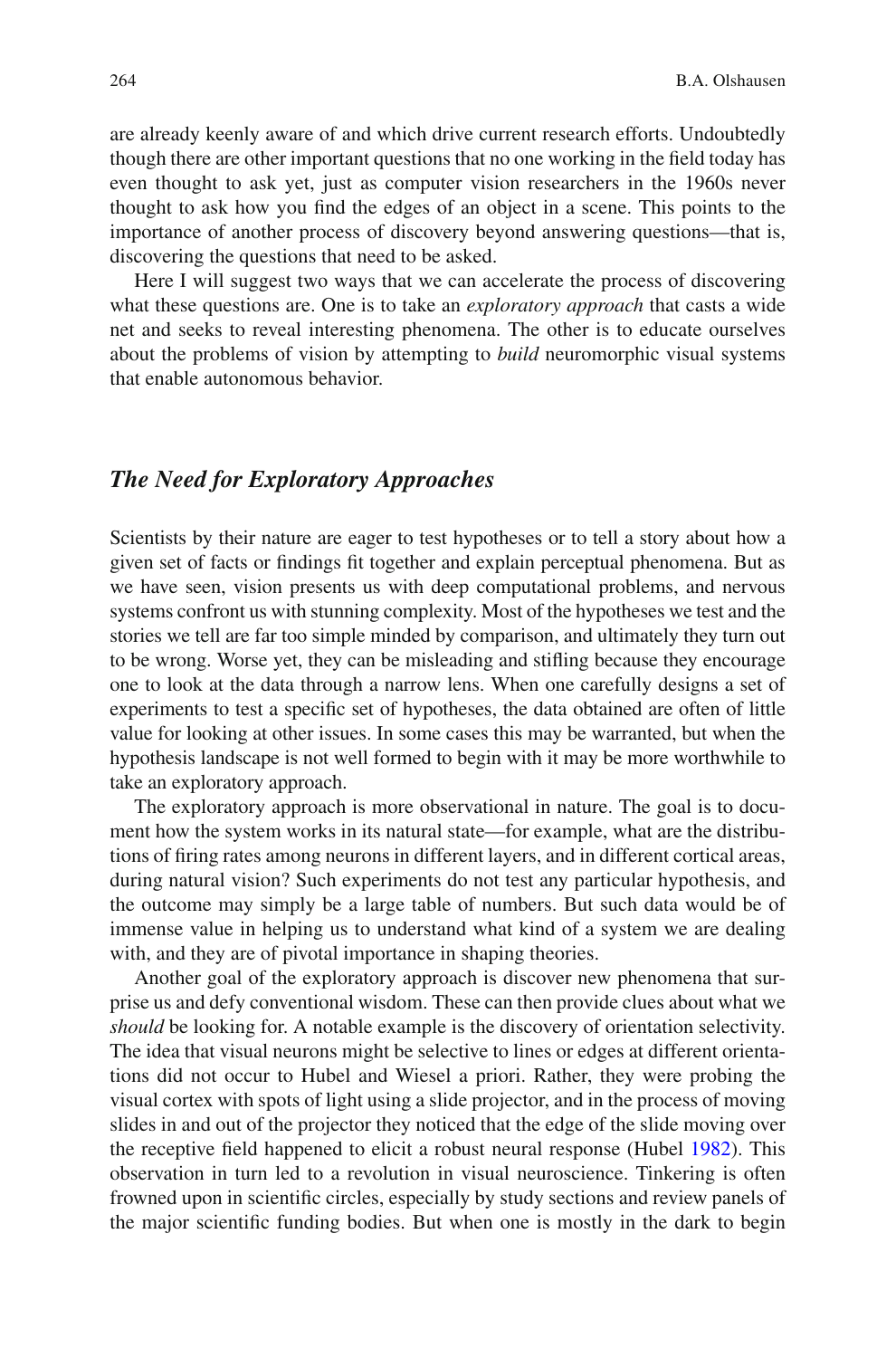are already keenly aware of and which drive current research efforts. Undoubtedly though there are other important questions that no one working in the field today has even thought to ask yet, just as computer vision researchers in the 1960s never thought to ask how you find the edges of an object in a scene. This points to the importance of another process of discovery beyond answering questions—that is, discovering the questions that need to be asked.

Here I will suggest two ways that we can accelerate the process of discovering what these questions are. One is to take an *exploratory approach* that casts a wide net and seeks to reveal interesting phenomena. The other is to educate ourselves about the problems of vision by attempting to *build* neuromorphic visual systems that enable autonomous behavior.

## *The Need for Exploratory Approaches*

Scientists by their nature are eager to test hypotheses or to tell a story about how a given set of facts or findings fit together and explain perceptual phenomena. But as we have seen, vision presents us with deep computational problems, and nervous systems confront us with stunning complexity. Most of the hypotheses we test and the stories we tell are far too simple minded by comparison, and ultimately they turn out to be wrong. Worse yet, they can be misleading and stifling because they encourage one to look at the data through a narrow lens. When one carefully designs a set of experiments to test a specific set of hypotheses, the data obtained are often of little value for looking at other issues. In some cases this may be warranted, but when the hypothesis landscape is not well formed to begin with it may be more worthwhile to take an exploratory approach.

The exploratory approach is more observational in nature. The goal is to document how the system works in its natural state—for example, what are the distributions of firing rates among neurons in different layers, and in different cortical areas, during natural vision? Such experiments do not test any particular hypothesis, and the outcome may simply be a large table of numbers. But such data would be of immense value in helping us to understand what kind of a system we are dealing with, and they are of pivotal importance in shaping theories.

Another goal of the exploratory approach is discover new phenomena that surprise us and defy conventional wisdom. These can then provide clues about what we *should* be looking for. A notable example is the discovery of orientation selectivity. The idea that visual neurons might be selective to lines or edges at different orientations did not occur to Hubel and Wiesel a priori. Rather, they were probing the visual cortex with spots of light using a slide projector, and in the process of moving slides in and out of the projector they noticed that the edge of the slide moving over the receptive field happened to elicit a robust neural response (Hubel 1982). This observation in turn led to a revolution in visual neuroscience. Tinkering is often frowned upon in scientific circles, especially by study sections and review panels of the major scientific funding bodies. But when one is mostly in the dark to begin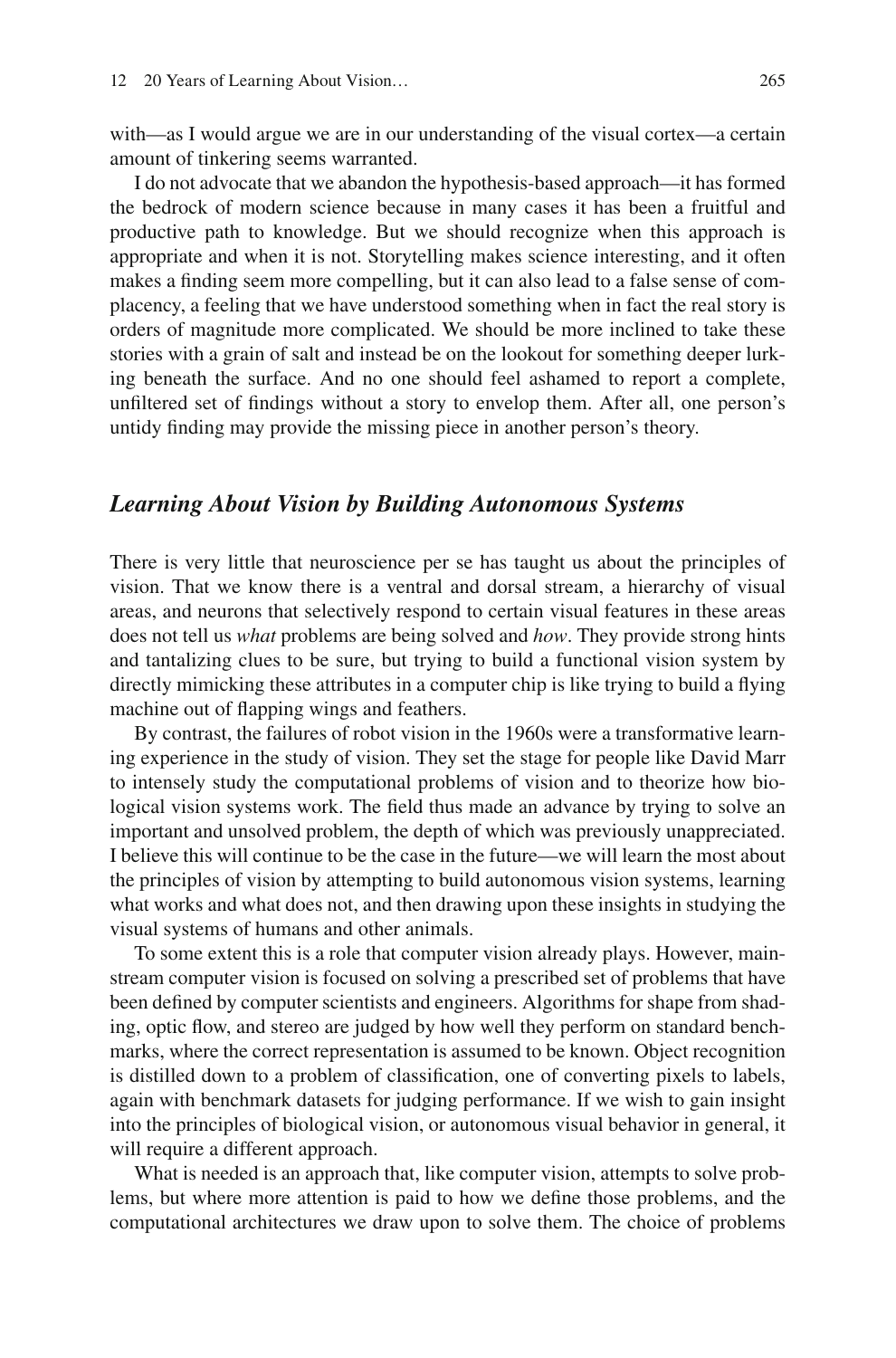with—as I would argue we are in our understanding of the visual cortex—a certain amount of tinkering seems warranted.

I do not advocate that we abandon the hypothesis-based approach—it has formed the bedrock of modern science because in many cases it has been a fruitful and productive path to knowledge. But we should recognize when this approach is appropriate and when it is not. Storytelling makes science interesting, and it often makes a finding seem more compelling, but it can also lead to a false sense of complacency, a feeling that we have understood something when in fact the real story is orders of magnitude more complicated. We should be more inclined to take these stories with a grain of salt and instead be on the lookout for something deeper lurking beneath the surface. And no one should feel ashamed to report a complete, unfiltered set of findings without a story to envelop them. After all, one person's untidy finding may provide the missing piece in another person's theory.

## *Learning About Vision by Building Autonomous Systems*

There is very little that neuroscience per se has taught us about the principles of vision. That we know there is a ventral and dorsal stream, a hierarchy of visual areas, and neurons that selectively respond to certain visual features in these areas does not tell us *what* problems are being solved and *how*. They provide strong hints and tantalizing clues to be sure, but trying to build a functional vision system by directly mimicking these attributes in a computer chip is like trying to build a flying machine out of flapping wings and feathers.

By contrast, the failures of robot vision in the 1960s were a transformative learning experience in the study of vision. They set the stage for people like David Marr to intensely study the computational problems of vision and to theorize how biological vision systems work. The field thus made an advance by trying to solve an important and unsolved problem, the depth of which was previously unappreciated. I believe this will continue to be the case in the future—we will learn the most about the principles of vision by attempting to build autonomous vision systems, learning what works and what does not, and then drawing upon these insights in studying the visual systems of humans and other animals.

To some extent this is a role that computer vision already plays. However, mainstream computer vision is focused on solving a prescribed set of problems that have been defined by computer scientists and engineers. Algorithms for shape from shading, optic flow, and stereo are judged by how well they perform on standard benchmarks, where the correct representation is assumed to be known. Object recognition is distilled down to a problem of classification, one of converting pixels to labels, again with benchmark datasets for judging performance. If we wish to gain insight into the principles of biological vision, or autonomous visual behavior in general, it will require a different approach.

What is needed is an approach that, like computer vision, attempts to solve problems, but where more attention is paid to how we define those problems, and the computational architectures we draw upon to solve them. The choice of problems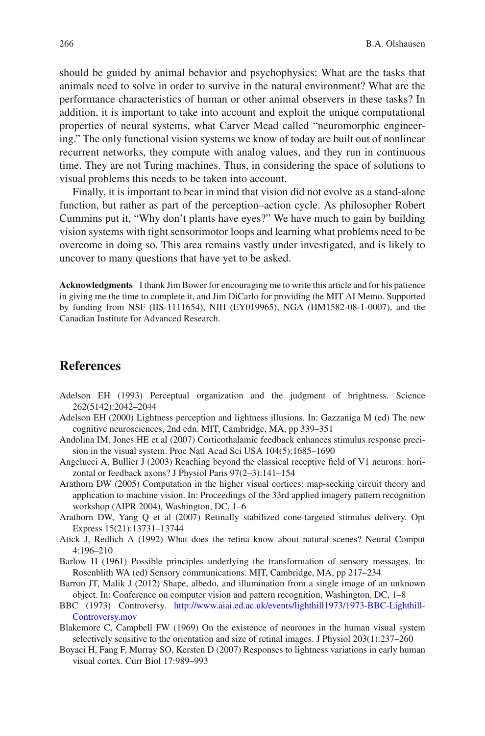should be guided by animal behavior and psychophysics: What are the tasks that animals need to solve in order to survive in the natural environment? What are the performance characteristics of human or other animal observers in these tasks? In addition, it is important to take into account and exploit the unique computational properties of neural systems, what Carver Mead called "neuromorphic engineering." The only functional vision systems we know of today are built out of nonlinear recurrent networks, they compute with analog values, and they run in continuous time. They are not Turing machines. Thus, in considering the space of solutions to visual problems this needs to be taken into account.

Finally, it is important to bear in mind that vision did not evolve as a stand-alone function, but rather as part of the perception–action cycle. As philosopher Robert Cummins put it, "Why don't plants have eyes?" We have much to gain by building vision systems with tight sensorimotor loops and learning what problems need to be overcome in doing so. This area remains vastly under investigated, and is likely to uncover to many questions that have yet to be asked.

**Acknowledgments** I thank Jim Bower for encouraging me to write this article and for his patience in giving me the time to complete it, and Jim DiCarlo for providing the MIT AI Memo. Supported by funding from NSF (IIS-1111654), NIH (EY019965), NGA (HM1582-08-1-0007), and the Canadian Institute for Advanced Research.

## References

Adelson EH (1993) Perceptual organization and the judgment of brightness. Science 262(5142):2042–2044

Adelson EH (2000) Lightness perception and lightness illusions. In: Gazzaniga M (ed) The new cognitive neurosciences, 2nd edn. MIT, Cambridge, MA, pp 339–351

Andolina IM, Jones HE et al (2007) Corticothalamic feedback enhances stimulus response precision in the visual system. Proc Natl Acad Sci USA 104(5):1685–1690

Angelucci A, Bullier J (2003) Reaching beyond the classical receptive field of V1 neurons: horizontal or feedback axons? J Physiol Paris 97(2–3):141–154

Arathorn DW (2005) Computation in the higher visual cortices: map-seeking circuit theory and application to machine vision. In: Proceedings of the 33rd applied imagery pattern recognition workshop (AIPR 2004), Washington, DC, 1–6

Arathorn DW, Yang Q et al (2007) Retinally stabilized cone-targeted stimulus delivery. Opt Express 15(21):13731–13744

Atick J, Redlich A (1992) What does the retina know about natural scenes? Neural Comput 4:196–210

Barlow H (1961) Possible principles underlying the transformation of sensory messages. In: Rosenblith WA (ed) Sensory communications. MIT, Cambridge, MA, pp 217–234

Barron JT, Malik J (2012) Shape, albedo, and illumination from a single image of an unknown object. In: Conference on computer vision and pattern recognition, Washington, DC, 1–8

BBC (1973) Controversy. http://www.aiai.ed.ac.uk/events/lighthill1973/1973-BBC-Lighthill-Controversy.mov

Blakemore C, Campbell FW (1969) On the existence of neurones in the human visual system selectively sensitive to the orientation and size of retinal images. J Physiol 203(1):237–260

Boyaci H, Fang F, Murray SO, Kersten D (2007) Responses to lightness variations in early human visual cortex. Curr Biol 17:989–993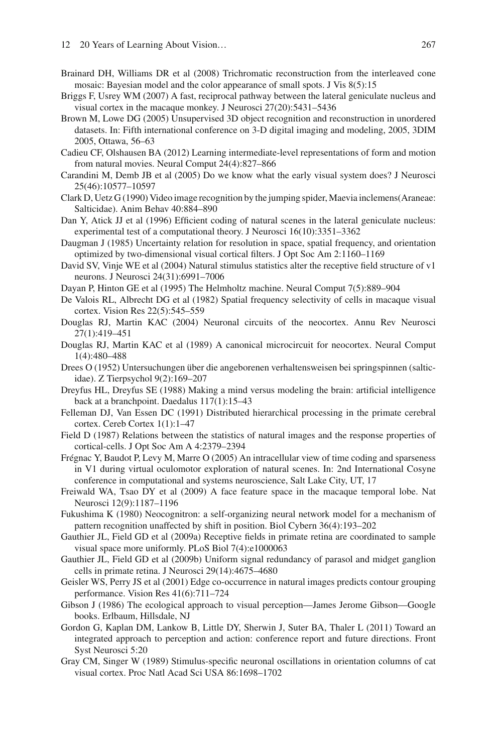Brainard DH, Williams DR et al (2008) Trichromatic reconstruction from the interleaved cone mosaic: Bayesian model and the color appearance of small spots. J Vis 8(5):15

Briggs F, Usrey WM (2007) A fast, reciprocal pathway between the lateral geniculate nucleus and visual cortex in the macaque monkey. J Neurosci 27(20):5431–5436

Brown M, Lowe DG (2005) Unsupervised 3D object recognition and reconstruction in unordered datasets. In: Fifth international conference on 3-D digital imaging and modeling, 2005, 3DIM 2005, Ottawa, 56–63

Cadieu CF, Olshausen BA (2012) Learning intermediate-level representations of form and motion from natural movies. Neural Comput 24(4):827–866

Carandini M, Demb JB et al (2005) Do we know what the early visual system does? J Neurosci 25(46):10577–10597

Clark D, Uetz G (1990) Video image recognition by the jumping spider, Maevia inclemens(Araneae: Salticidae). Anim Behav 40:884–890

Dan Y, Atick JJ et al (1996) Efficient coding of natural scenes in the lateral geniculate nucleus: experimental test of a computational theory. J Neurosci 16(10):3351–3362

Daugman J (1985) Uncertainty relation for resolution in space, spatial frequency, and orientation optimized by two-dimensional visual cortical filters. J Opt Soc Am 2:1160–1169

David SV, Vinje WE et al (2004) Natural stimulus statistics alter the receptive field structure of v1 neurons. J Neurosci 24(31):6991–7006

Dayan P, Hinton GE et al (1995) The Helmholtz machine. Neural Comput 7(5):889–904

De Valois RL, Albrecht DG et al (1982) Spatial frequency selectivity of cells in macaque visual cortex. Vision Res 22(5):545–559

Douglas RJ, Martin KAC (2004) Neuronal circuits of the neocortex. Annu Rev Neurosci 27(1):419–451

Douglas RJ, Martin KAC et al (1989) A canonical microcircuit for neocortex. Neural Comput 1(4):480–488

Drees O (1952) Untersuchungen über die angeborenen verhaltensweisen bei springspinnen (salticidae). Z Tierpsychol 9(2):169–207

Dreyfus HL, Dreyfus SE (1988) Making a mind versus modeling the brain: artificial intelligence back at a branchpoint. Daedalus 117(1):15–43

Felleman DJ, Van Essen DC (1991) Distributed hierarchical processing in the primate cerebral cortex. Cereb Cortex 1(1):1–47

Field D (1987) Relations between the statistics of natural images and the response properties of cortical-cells. J Opt Soc Am A 4:2379–2394

Frégnac Y, Baudot P, Levy M, Marre O (2005) An intracellular view of time coding and sparseness in V1 during virtual oculomotor exploration of natural scenes. In: 2nd International Cosyne conference in computational and systems neuroscience, Salt Lake City, UT, 17

Freiwald WA, Tsao DY et al (2009) A face feature space in the macaque temporal lobe. Nat Neurosci 12(9):1187–1196

Fukushima K (1980) Neocognitron: a self-organizing neural network model for a mechanism of pattern recognition unaffected by shift in position. Biol Cybern 36(4):193–202

Gauthier JL, Field GD et al (2009a) Receptive fields in primate retina are coordinated to sample visual space more uniformly. PLoS Biol 7(4):e1000063

Gauthier JL, Field GD et al (2009b) Uniform signal redundancy of parasol and midget ganglion cells in primate retina. J Neurosci 29(14):4675–4680

Geisler WS, Perry JS et al (2001) Edge co-occurrence in natural images predicts contour grouping performance. Vision Res 41(6):711–724

Gibson J (1986) The ecological approach to visual perception—James Jerome Gibson—Google books. Erlbaum, Hillsdale, NJ

Gordon G, Kaplan DM, Lankow B, Little DY, Sherwin J, Suter BA, Thaler L (2011) Toward an integrated approach to perception and action: conference report and future directions. Front Syst Neurosci 5:20

Gray CM, Singer W (1989) Stimulus-specific neuronal oscillations in orientation columns of cat visual cortex. Proc Natl Acad Sci USA 86:1698–1702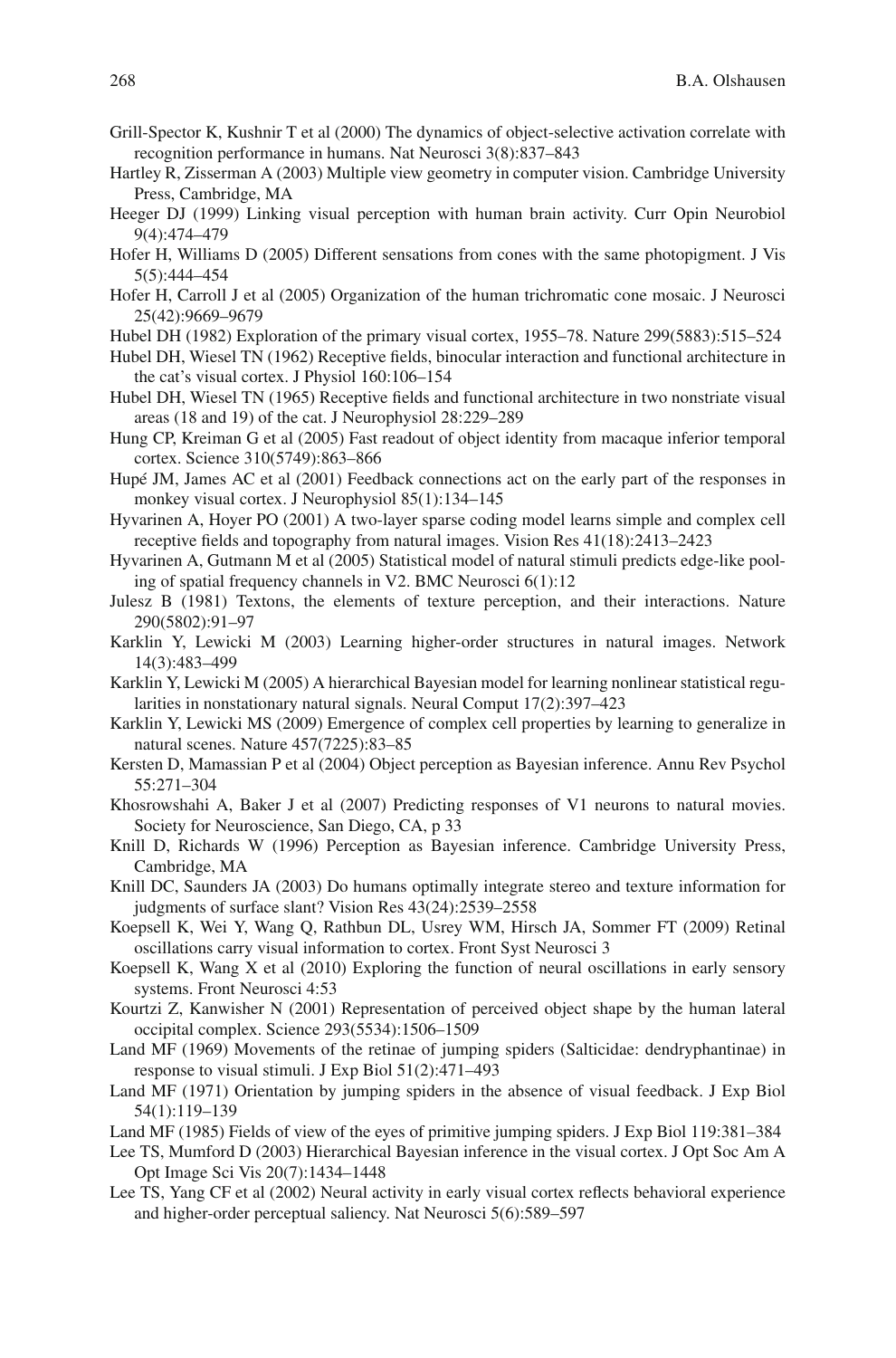Grill-Spector K, Kushnir T et al (2000) The dynamics of object-selective activation correlate with recognition performance in humans. Nat Neurosci 3(8):837–843

Hartley R, Zisserman A (2003) Multiple view geometry in computer vision. Cambridge University Press, Cambridge, MA

Heeger DJ (1999) Linking visual perception with human brain activity. Curr Opin Neurobiol 9(4):474–479

Hofer H, Williams D (2005) Different sensations from cones with the same photopigment. J Vis 5(5):444–454

Hofer H, Carroll J et al (2005) Organization of the human trichromatic cone mosaic. J Neurosci 25(42):9669–9679

Hubel DH (1982) Exploration of the primary visual cortex, 1955–78. Nature 299(5883):515–524

Hubel DH, Wiesel TN (1962) Receptive fields, binocular interaction and functional architecture in the cat's visual cortex. J Physiol 160:106–154

Hubel DH, Wiesel TN (1965) Receptive fields and functional architecture in two nonstriate visual areas (18 and 19) of the cat. J Neurophysiol 28:229–289

Hung CP, Kreiman G et al (2005) Fast readout of object identity from macaque inferior temporal cortex. Science 310(5749):863–866

Hupé JM, James AC et al (2001) Feedback connections act on the early part of the responses in monkey visual cortex. J Neurophysiol 85(1):134–145

Hyvarinen A, Hoyer PO (2001) A two-layer sparse coding model learns simple and complex cell receptive fields and topography from natural images. Vision Res 41(18):2413–2423

Hyvarinen A, Gutmann M et al (2005) Statistical model of natural stimuli predicts edge-like pooling of spatial frequency channels in V2. BMC Neurosci 6(1):12

Julesz B (1981) Textons, the elements of texture perception, and their interactions. Nature 290(5802):91–97

Karklin Y, Lewicki M (2003) Learning higher-order structures in natural images. Network 14(3):483–499

Karklin Y, Lewicki M (2005) A hierarchical Bayesian model for learning nonlinear statistical regularities in nonstationary natural signals. Neural Comput 17(2):397–423

Karklin Y, Lewicki MS (2009) Emergence of complex cell properties by learning to generalize in natural scenes. Nature 457(7225):83–85

Kersten D, Mamassian P et al (2004) Object perception as Bayesian inference. Annu Rev Psychol 55:271–304

Khosrowshahi A, Baker J et al (2007) Predicting responses of V1 neurons to natural movies. Society for Neuroscience, San Diego, CA, p 33

Knill D, Richards W (1996) Perception as Bayesian inference. Cambridge University Press, Cambridge, MA

Knill DC, Saunders JA (2003) Do humans optimally integrate stereo and texture information for judgments of surface slant? Vision Res 43(24):2539–2558

Koepsell K, Wei Y, Wang Q, Rathbun DL, Usrey WM, Hirsch JA, Sommer FT (2009) Retinal oscillations carry visual information to cortex. Front Syst Neurosci 3

Koepsell K, Wang X et al (2010) Exploring the function of neural oscillations in early sensory systems. Front Neurosci 4:53

Kourtzi Z, Kanwisher N (2001) Representation of perceived object shape by the human lateral occipital complex. Science 293(5534):1506–1509

Land MF (1969) Movements of the retinae of jumping spiders (Salticidae: dendryphantinae) in response to visual stimuli. J Exp Biol 51(2):471–493

Land MF (1971) Orientation by jumping spiders in the absence of visual feedback. J Exp Biol 54(1):119–139

Land MF (1985) Fields of view of the eyes of primitive jumping spiders. J Exp Biol 119:381–384

Lee TS, Mumford D (2003) Hierarchical Bayesian inference in the visual cortex. J Opt Soc Am A Opt Image Sci Vis 20(7):1434–1448

Lee TS, Yang CF et al (2002) Neural activity in early visual cortex reflects behavioral experience and higher-order perceptual saliency. Nat Neurosci 5(6):589–597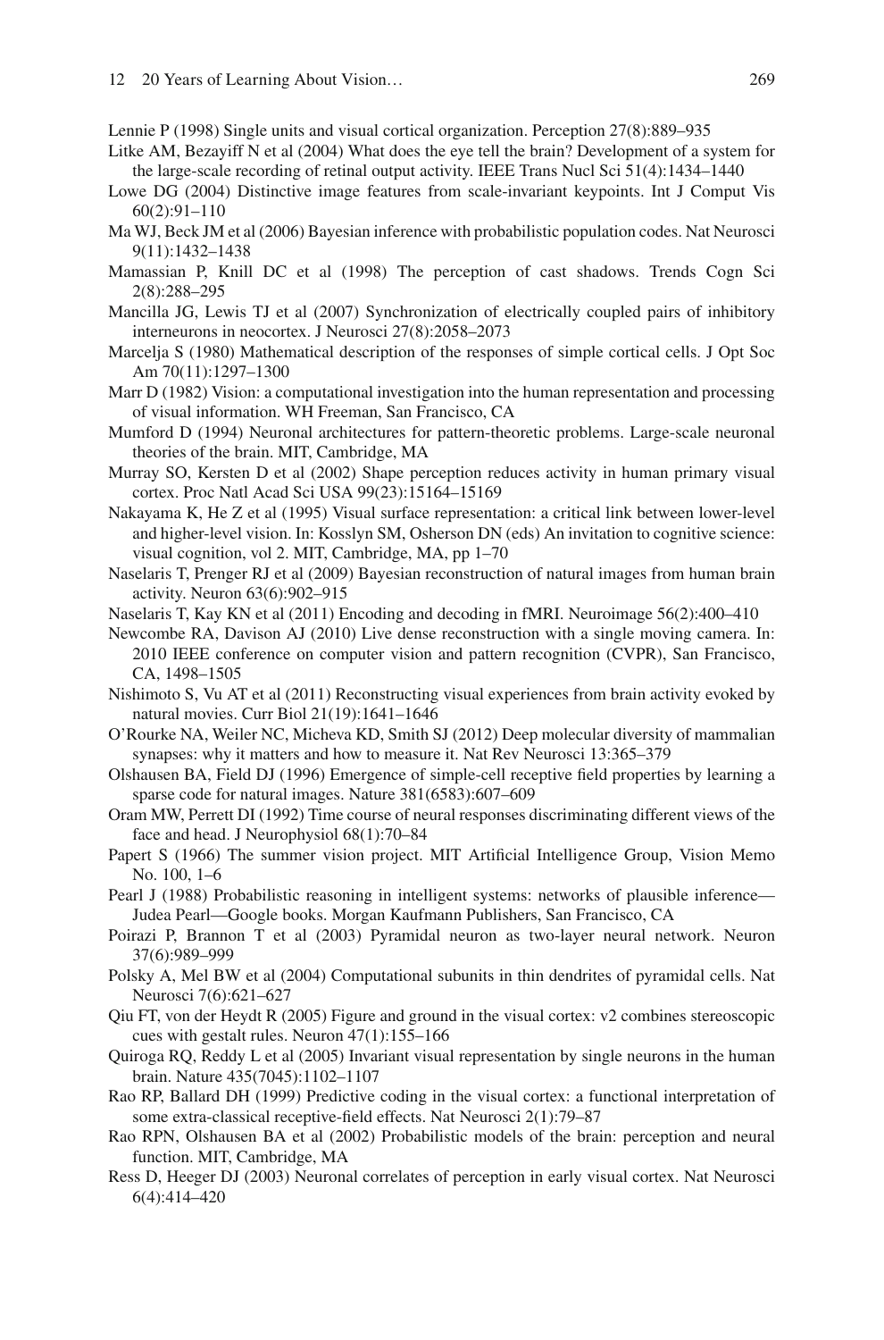Lennie P (1998) Single units and visual cortical organization. Perception 27(8):889–935

Litke AM, Bezayiff N et al (2004) What does the eye tell the brain? Development of a system for the large-scale recording of retinal output activity. IEEE Trans Nucl Sci 51(4):1434–1440

Lowe DG (2004) Distinctive image features from scale-invariant keypoints. Int J Comput Vis 60(2):91–110

Ma WJ, Beck JM et al (2006) Bayesian inference with probabilistic population codes. Nat Neurosci 9(11):1432–1438

Mamassian P, Knill DC et al (1998) The perception of cast shadows. Trends Cogn Sci 2(8):288–295

Mancilla JG, Lewis TJ et al (2007) Synchronization of electrically coupled pairs of inhibitory interneurons in neocortex. J Neurosci 27(8):2058–2073

Marcelja S (1980) Mathematical description of the responses of simple cortical cells. J Opt Soc Am 70(11):1297–1300

Marr D (1982) Vision: a computational investigation into the human representation and processing of visual information. WH Freeman, San Francisco, CA

Mumford D (1994) Neuronal architectures for pattern-theoretic problems. Large-scale neuronal theories of the brain. MIT, Cambridge, MA

Murray SO, Kersten D et al (2002) Shape perception reduces activity in human primary visual cortex. Proc Natl Acad Sci USA 99(23):15164–15169

Nakayama K, He Z et al (1995) Visual surface representation: a critical link between lower-level and higher-level vision. In: Kosslyn SM, Osherson DN (eds) An invitation to cognitive science: visual cognition, vol 2. MIT, Cambridge, MA, pp 1–70

Naselaris T, Prenger RJ et al (2009) Bayesian reconstruction of natural images from human brain activity. Neuron 63(6):902–915

Naselaris T, Kay KN et al (2011) Encoding and decoding in fMRI. Neuroimage 56(2):400–410

Newcombe RA, Davison AJ (2010) Live dense reconstruction with a single moving camera. In: 2010 IEEE conference on computer vision and pattern recognition (CVPR), San Francisco, CA, 1498–1505

Nishimoto S, Vu AT et al (2011) Reconstructing visual experiences from brain activity evoked by natural movies. Curr Biol 21(19):1641–1646

O'Rourke NA, Weiler NC, Micheva KD, Smith SJ (2012) Deep molecular diversity of mammalian synapses: why it matters and how to measure it. Nat Rev Neurosci 13:365–379

Olshausen BA, Field DJ (1996) Emergence of simple-cell receptive field properties by learning a sparse code for natural images. Nature 381(6583):607–609

Oram MW, Perrett DI (1992) Time course of neural responses discriminating different views of the face and head. J Neurophysiol 68(1):70–84

Papert S (1966) The summer vision project. MIT Artificial Intelligence Group, Vision Memo No. 100, 1–6

Pearl J (1988) Probabilistic reasoning in intelligent systems: networks of plausible inference—Judea Pearl—Google books. Morgan Kaufmann Publishers, San Francisco, CA

Poirazi P, Brannon T et al (2003) Pyramidal neuron as two-layer neural network. Neuron 37(6):989–999

Polsky A, Mel BW et al (2004) Computational subunits in thin dendrites of pyramidal cells. Nat Neurosci 7(6):621–627

Qiu FT, von der Heydt R (2005) Figure and ground in the visual cortex: v2 combines stereoscopic cues with gestalt rules. Neuron 47(1):155–166

Quiroga RQ, Reddy L et al (2005) Invariant visual representation by single neurons in the human brain. Nature 435(7045):1102–1107

Rao RP, Ballard DH (1999) Predictive coding in the visual cortex: a functional interpretation of some extra-classical receptive-field effects. Nat Neurosci 2(1):79–87

Rao RPN, Olshausen BA et al (2002) Probabilistic models of the brain: perception and neural function. MIT, Cambridge, MA

Ress D, Heeger DJ (2003) Neuronal correlates of perception in early visual cortex. Nat Neurosci 6(4):414–420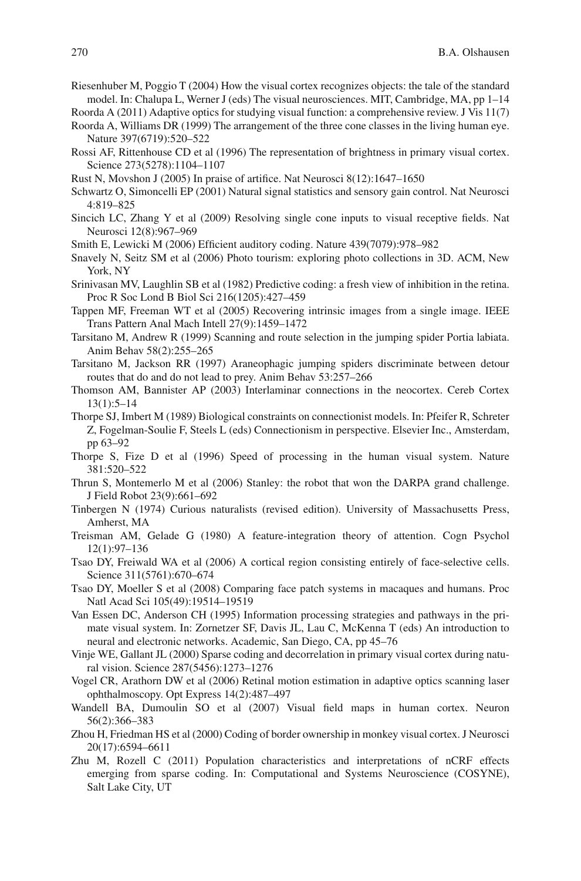Riesenhuber M, Poggio T (2004) How the visual cortex recognizes objects: the tale of the standard model. In: Chalupa L, Werner J (eds) The visual neurosciences. MIT, Cambridge, MA, pp 1–14

Roorda A (2011) Adaptive optics for studying visual function: a comprehensive review. J Vis 11(7)

Roorda A, Williams DR (1999) The arrangement of the three cone classes in the living human eye. Nature 397(6719):520–522

Rossi AF, Rittenhouse CD et al (1996) The representation of brightness in primary visual cortex. Science 273(5278):1104–1107

Rust N, Movshon J (2005) In praise of artifice. Nat Neurosci 8(12):1647–1650

Schwartz O, Simoncelli EP (2001) Natural signal statistics and sensory gain control. Nat Neurosci 4:819–825

Sincich LC, Zhang Y et al (2009) Resolving single cone inputs to visual receptive fields. Nat Neurosci 12(8):967–969

Smith E, Lewicki M (2006) Efficient auditory coding. Nature 439(7079):978–982

Snavely N, Seitz SM et al (2006) Photo tourism: exploring photo collections in 3D. ACM, New York, NY

Srinivasan MV, Laughlin SB et al (1982) Predictive coding: a fresh view of inhibition in the retina. Proc R Soc Lond B Biol Sci 216(1205):427–459

Tappen MF, Freeman WT et al (2005) Recovering intrinsic images from a single image. IEEE Trans Pattern Anal Mach Intell 27(9):1459–1472

Tarsitano M, Andrew R (1999) Scanning and route selection in the jumping spider Portia labiata. Anim Behav 58(2):255–265

Tarsitano M, Jackson RR (1997) Araneophagic jumping spiders discriminate between detour routes that do and do not lead to prey. Anim Behav 53:257–266

Thomson AM, Bannister AP (2003) Interlaminar connections in the neocortex. Cereb Cortex 13(1):5–14

Thorpe SJ, Imbert M (1989) Biological constraints on connectionist models. In: Pfeifer R, Schreter Z, Fogelman-Soulie F, Steels L (eds) Connectionism in perspective. Elsevier Inc., Amsterdam, pp 63–92

Thorpe S, Fize D et al (1996) Speed of processing in the human visual system. Nature 381:520–522

Thrun S, Montemerlo M et al (2006) Stanley: the robot that won the DARPA grand challenge. J Field Robot 23(9):661–692

Tinbergen N (1974) Curious naturalists (revised edition). University of Massachusetts Press, Amherst, MA

Treisman AM, Gelade G (1980) A feature-integration theory of attention. Cogn Psychol 12(1):97–136

Tsao DY, Freiwald WA et al (2006) A cortical region consisting entirely of face-selective cells. Science 311(5761):670–674

Tsao DY, Moeller S et al (2008) Comparing face patch systems in macaques and humans. Proc Natl Acad Sci 105(49):19514–19519

Van Essen DC, Anderson CH (1995) Information processing strategies and pathways in the primate visual system. In: Zornetzer SF, Davis JL, Lau C, McKenna T (eds) An introduction to neural and electronic networks. Academic, San Diego, CA, pp 45–76

Vinje WE, Gallant JL (2000) Sparse coding and decorrelation in primary visual cortex during natural vision. Science 287(5456):1273–1276

Vogel CR, Arathorn DW et al (2006) Retinal motion estimation in adaptive optics scanning laser ophthalmoscopy. Opt Express 14(2):487–497

Wandell BA, Dumoulin SO et al (2007) Visual field maps in human cortex. Neuron 56(2):366–383

Zhou H, Friedman HS et al (2000) Coding of border ownership in monkey visual cortex. J Neurosci 20(17):6594–6611

Zhu M, Rozell C (2011) Population characteristics and interpretations of nCRF effects emerging from sparse coding. In: Computational and Systems Neuroscience (COSYNE), Salt Lake City, UT